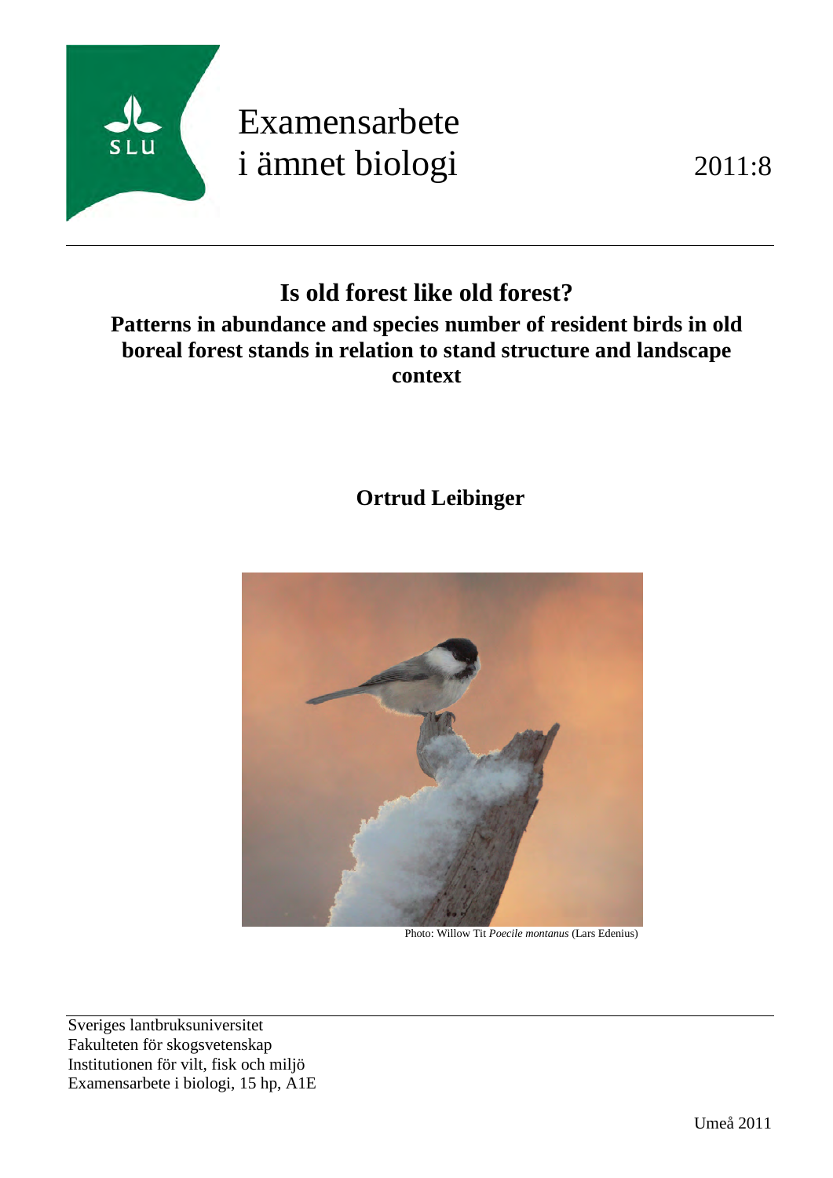Examensarbete
i ämnet biologi

2011:8

# Is old forest like old forest?

## Patterns in abundance and species number of resident birds in old boreal forest stands in relation to stand structure and landscape context

**Ortrud Leibinger**

Photo: Willow Tit *Poecile montanus* (Lars Edenius)

Sveriges lantbruksuniversitet
Fakulteten för skogsvetenskap
Institutionen för vilt, fisk och miljö
Examensarbete i biologi, 15 hp, A1E

Umeå 2011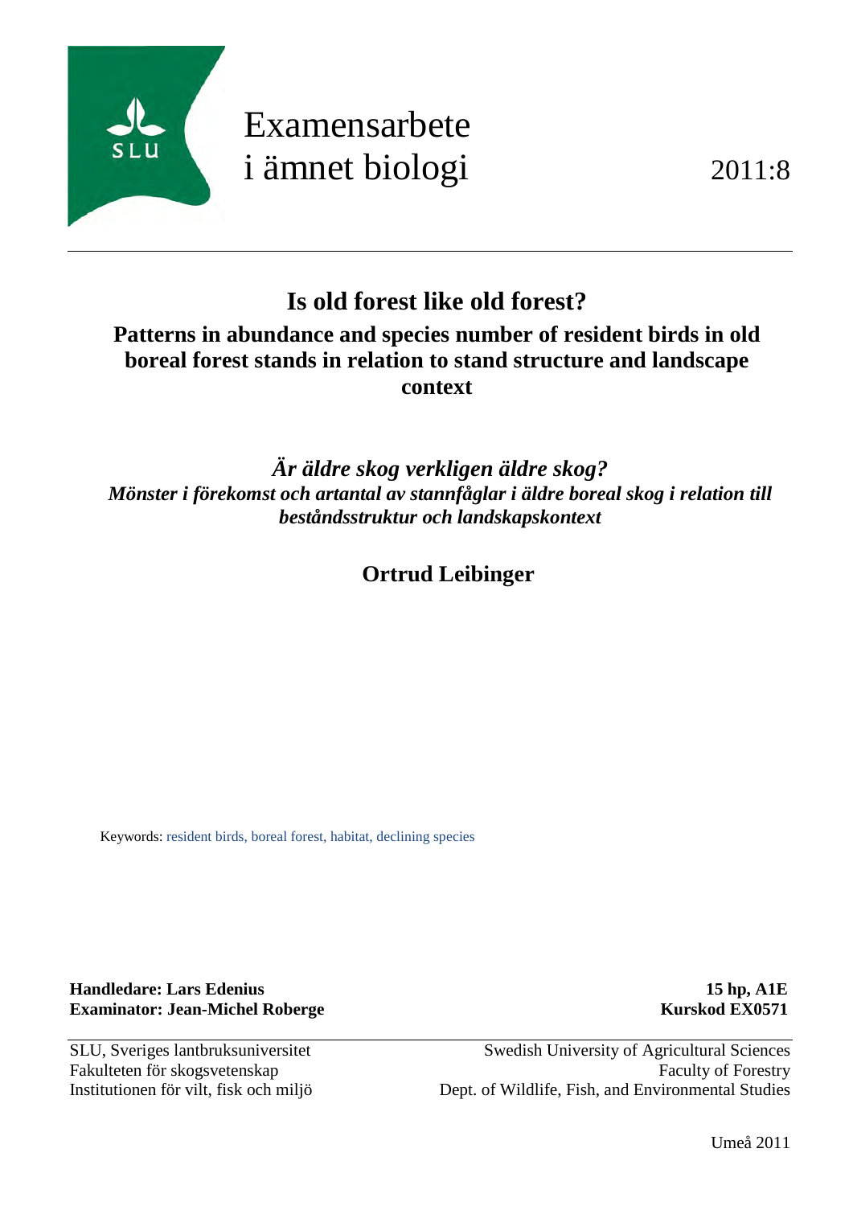SLU

# Examensarbete i ämnet biologi

2011:8

# Is old forest like old forest?

## Patterns in abundance and species number of resident birds in old boreal forest stands in relation to stand structure and landscape context

***Är äldre skog verkligen äldre skog?***

***Mönster i förekomst och artantal av stannfåglar i äldre boreal skog i relation till beståndsstruktur och landskapskontext***

**Ortrud Leibinger**

Keywords: resident birds, boreal forest, habitat, declining species

**Handledare: Lars Edenius**
**Examinator: Jean-Michel Roberge**

**15 hp, A1E**
**Kurskod EX0571**

SLU, Sveriges lantbruksuniversitet
Fakulteten för skogsvetenskap
Institutionen för vilt, fisk och miljö

Swedish University of Agricultural Sciences
Faculty of Forestry
Dept. of Wildlife, Fish, and Environmental Studies

Umeå 2011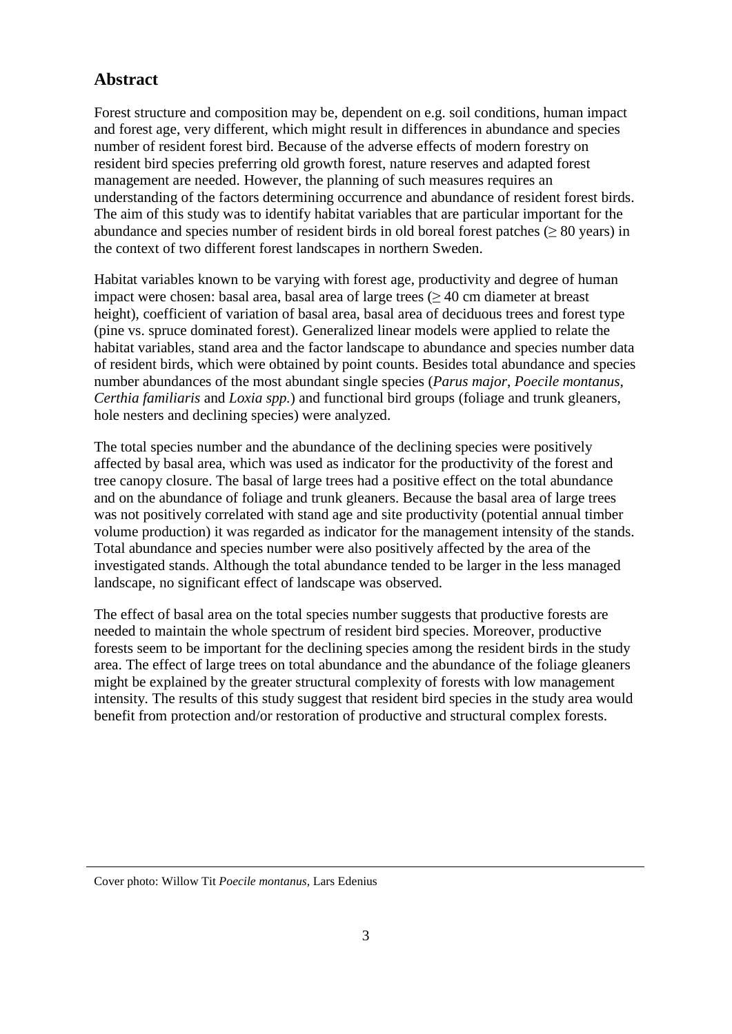## Abstract

Forest structure and composition may be, dependent on e.g. soil conditions, human impact and forest age, very different, which might result in differences in abundance and species number of resident forest bird. Because of the adverse effects of modern forestry on resident bird species preferring old growth forest, nature reserves and adapted forest management are needed. However, the planning of such measures requires an understanding of the factors determining occurrence and abundance of resident forest birds. The aim of this study was to identify habitat variables that are particular important for the abundance and species number of resident birds in old boreal forest patches (≥ 80 years) in the context of two different forest landscapes in northern Sweden.

Habitat variables known to be varying with forest age, productivity and degree of human impact were chosen: basal area, basal area of large trees (≥ 40 cm diameter at breast height), coefficient of variation of basal area, basal area of deciduous trees and forest type (pine vs. spruce dominated forest). Generalized linear models were applied to relate the habitat variables, stand area and the factor landscape to abundance and species number data of resident birds, which were obtained by point counts. Besides total abundance and species number abundances of the most abundant single species (*Parus major*, *Poecile montanus*, *Certhia familiaris* and *Loxia spp.*) and functional bird groups (foliage and trunk gleaners, hole nesters and declining species) were analyzed.

The total species number and the abundance of the declining species were positively affected by basal area, which was used as indicator for the productivity of the forest and tree canopy closure. The basal of large trees had a positive effect on the total abundance and on the abundance of foliage and trunk gleaners. Because the basal area of large trees was not positively correlated with stand age and site productivity (potential annual timber volume production) it was regarded as indicator for the management intensity of the stands. Total abundance and species number were also positively affected by the area of the investigated stands. Although the total abundance tended to be larger in the less managed landscape, no significant effect of landscape was observed.

The effect of basal area on the total species number suggests that productive forests are needed to maintain the whole spectrum of resident bird species. Moreover, productive forests seem to be important for the declining species among the resident birds in the study area. The effect of large trees on total abundance and the abundance of the foliage gleaners might be explained by the greater structural complexity of forests with low management intensity. The results of this study suggest that resident bird species in the study area would benefit from protection and/or restoration of productive and structural complex forests.

---

Cover photo: Willow Tit *Poecile montanus*, Lars Edenius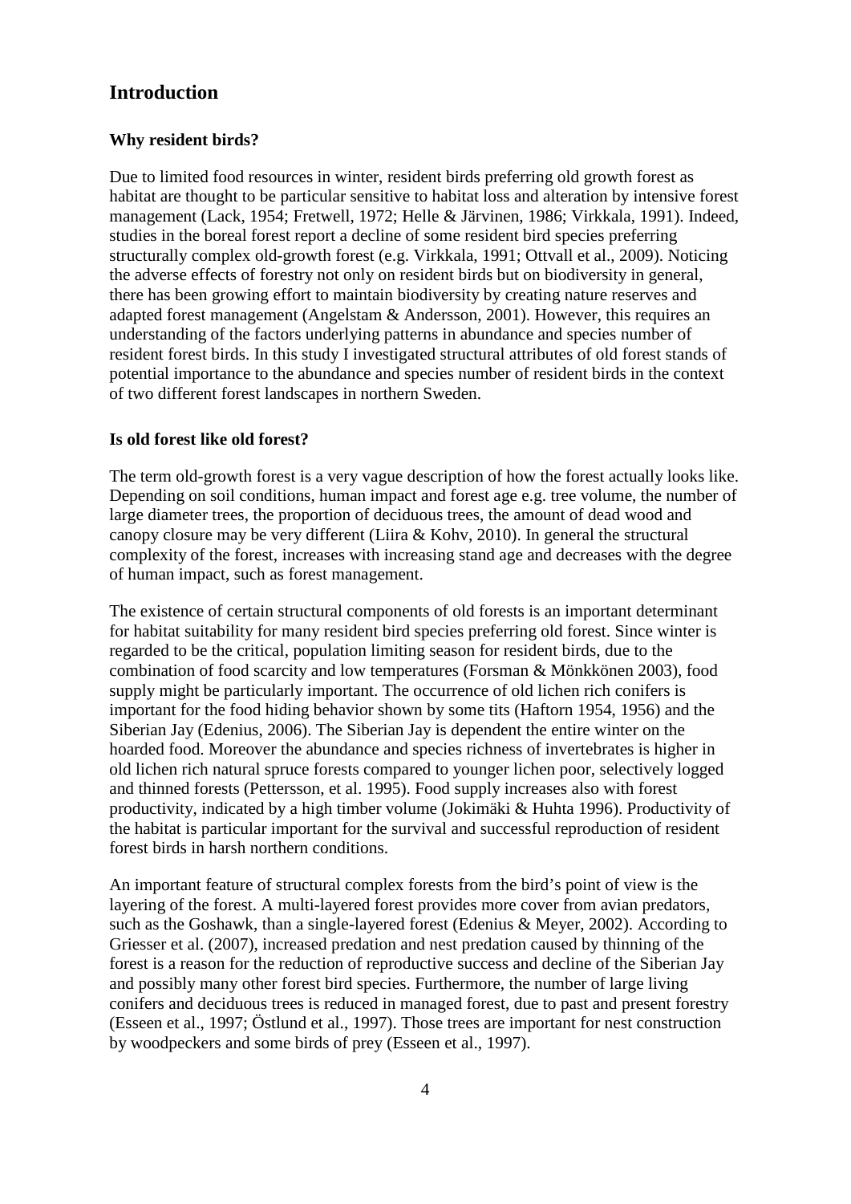# Introduction

### Why resident birds?

Due to limited food resources in winter, resident birds preferring old growth forest as habitat are thought to be particular sensitive to habitat loss and alteration by intensive forest management (Lack, 1954; Fretwell, 1972; Helle & Järvinen, 1986; Virkkala, 1991). Indeed, studies in the boreal forest report a decline of some resident bird species preferring structurally complex old-growth forest (e.g. Virkkala, 1991; Ottvall et al., 2009). Noticing the adverse effects of forestry not only on resident birds but on biodiversity in general, there has been growing effort to maintain biodiversity by creating nature reserves and adapted forest management (Angelstam & Andersson, 2001). However, this requires an understanding of the factors underlying patterns in abundance and species number of resident forest birds. In this study I investigated structural attributes of old forest stands of potential importance to the abundance and species number of resident birds in the context of two different forest landscapes in northern Sweden.

### Is old forest like old forest?

The term old-growth forest is a very vague description of how the forest actually looks like. Depending on soil conditions, human impact and forest age e.g. tree volume, the number of large diameter trees, the proportion of deciduous trees, the amount of dead wood and canopy closure may be very different (Liira & Kohv, 2010). In general the structural complexity of the forest, increases with increasing stand age and decreases with the degree of human impact, such as forest management.

The existence of certain structural components of old forests is an important determinant for habitat suitability for many resident bird species preferring old forest. Since winter is regarded to be the critical, population limiting season for resident birds, due to the combination of food scarcity and low temperatures (Forsman & Mönkkönen 2003), food supply might be particularly important. The occurrence of old lichen rich conifers is important for the food hiding behavior shown by some tits (Haftorn 1954, 1956) and the Siberian Jay (Edenius, 2006). The Siberian Jay is dependent the entire winter on the hoarded food. Moreover the abundance and species richness of invertebrates is higher in old lichen rich natural spruce forests compared to younger lichen poor, selectively logged and thinned forests (Pettersson, et al. 1995). Food supply increases also with forest productivity, indicated by a high timber volume (Jokimäki & Huhta 1996). Productivity of the habitat is particular important for the survival and successful reproduction of resident forest birds in harsh northern conditions.

An important feature of structural complex forests from the bird's point of view is the layering of the forest. A multi-layered forest provides more cover from avian predators, such as the Goshawk, than a single-layered forest (Edenius & Meyer, 2002). According to Griesser et al. (2007), increased predation and nest predation caused by thinning of the forest is a reason for the reduction of reproductive success and decline of the Siberian Jay and possibly many other forest bird species. Furthermore, the number of large living conifers and deciduous trees is reduced in managed forest, due to past and present forestry (Esseen et al., 1997; Östlund et al., 1997). Those trees are important for nest construction by woodpeckers and some birds of prey (Esseen et al., 1997).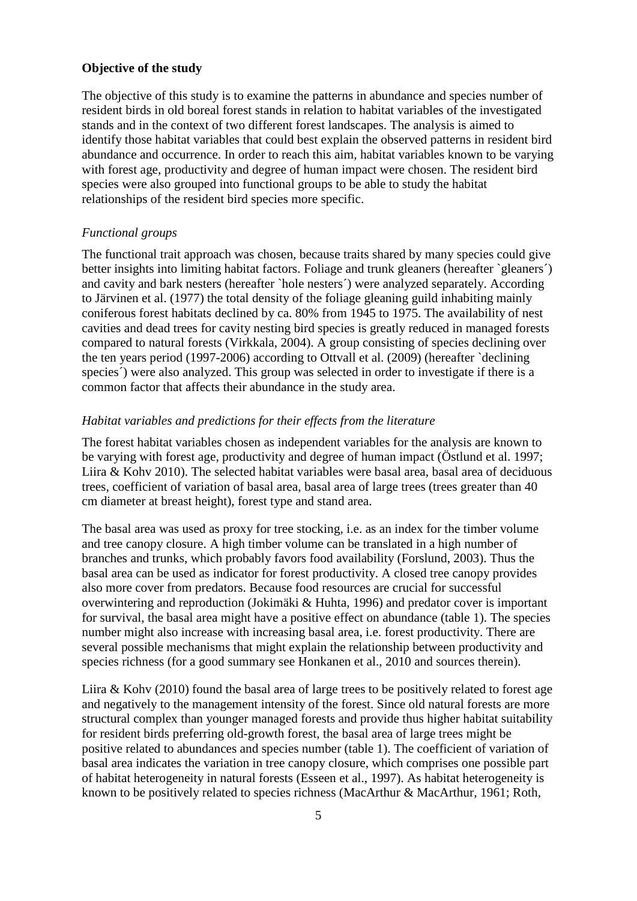**Objective of the study**

The objective of this study is to examine the patterns in abundance and species number of resident birds in old boreal forest stands in relation to habitat variables of the investigated stands and in the context of two different forest landscapes. The analysis is aimed to identify those habitat variables that could best explain the observed patterns in resident bird abundance and occurrence. In order to reach this aim, habitat variables known to be varying with forest age, productivity and degree of human impact were chosen. The resident bird species were also grouped into functional groups to be able to study the habitat relationships of the resident bird species more specific.

*Functional groups*

The functional trait approach was chosen, because traits shared by many species could give better insights into limiting habitat factors. Foliage and trunk gleaners (hereafter `gleaners´) and cavity and bark nesters (hereafter `hole nesters´) were analyzed separately. According to Järvinen et al. (1977) the total density of the foliage gleaning guild inhabiting mainly coniferous forest habitats declined by ca. 80% from 1945 to 1975. The availability of nest cavities and dead trees for cavity nesting bird species is greatly reduced in managed forests compared to natural forests (Virkkala, 2004). A group consisting of species declining over the ten years period (1997-2006) according to Ottvall et al. (2009) (hereafter `declining species´) were also analyzed. This group was selected in order to investigate if there is a common factor that affects their abundance in the study area.

*Habitat variables and predictions for their effects from the literature*

The forest habitat variables chosen as independent variables for the analysis are known to be varying with forest age, productivity and degree of human impact (Östlund et al. 1997; Liira & Kohv 2010). The selected habitat variables were basal area, basal area of deciduous trees, coefficient of variation of basal area, basal area of large trees (trees greater than 40 cm diameter at breast height), forest type and stand area.

The basal area was used as proxy for tree stocking, i.e. as an index for the timber volume and tree canopy closure. A high timber volume can be translated in a high number of branches and trunks, which probably favors food availability (Forslund, 2003). Thus the basal area can be used as indicator for forest productivity. A closed tree canopy provides also more cover from predators. Because food resources are crucial for successful overwintering and reproduction (Jokimäki & Huhta, 1996) and predator cover is important for survival, the basal area might have a positive effect on abundance (table 1). The species number might also increase with increasing basal area, i.e. forest productivity. There are several possible mechanisms that might explain the relationship between productivity and species richness (for a good summary see Honkanen et al., 2010 and sources therein).

Liira & Kohv (2010) found the basal area of large trees to be positively related to forest age and negatively to the management intensity of the forest. Since old natural forests are more structural complex than younger managed forests and provide thus higher habitat suitability for resident birds preferring old-growth forest, the basal area of large trees might be positive related to abundances and species number (table 1). The coefficient of variation of basal area indicates the variation in tree canopy closure, which comprises one possible part of habitat heterogeneity in natural forests (Esseen et al., 1997). As habitat heterogeneity is known to be positively related to species richness (MacArthur & MacArthur, 1961; Roth,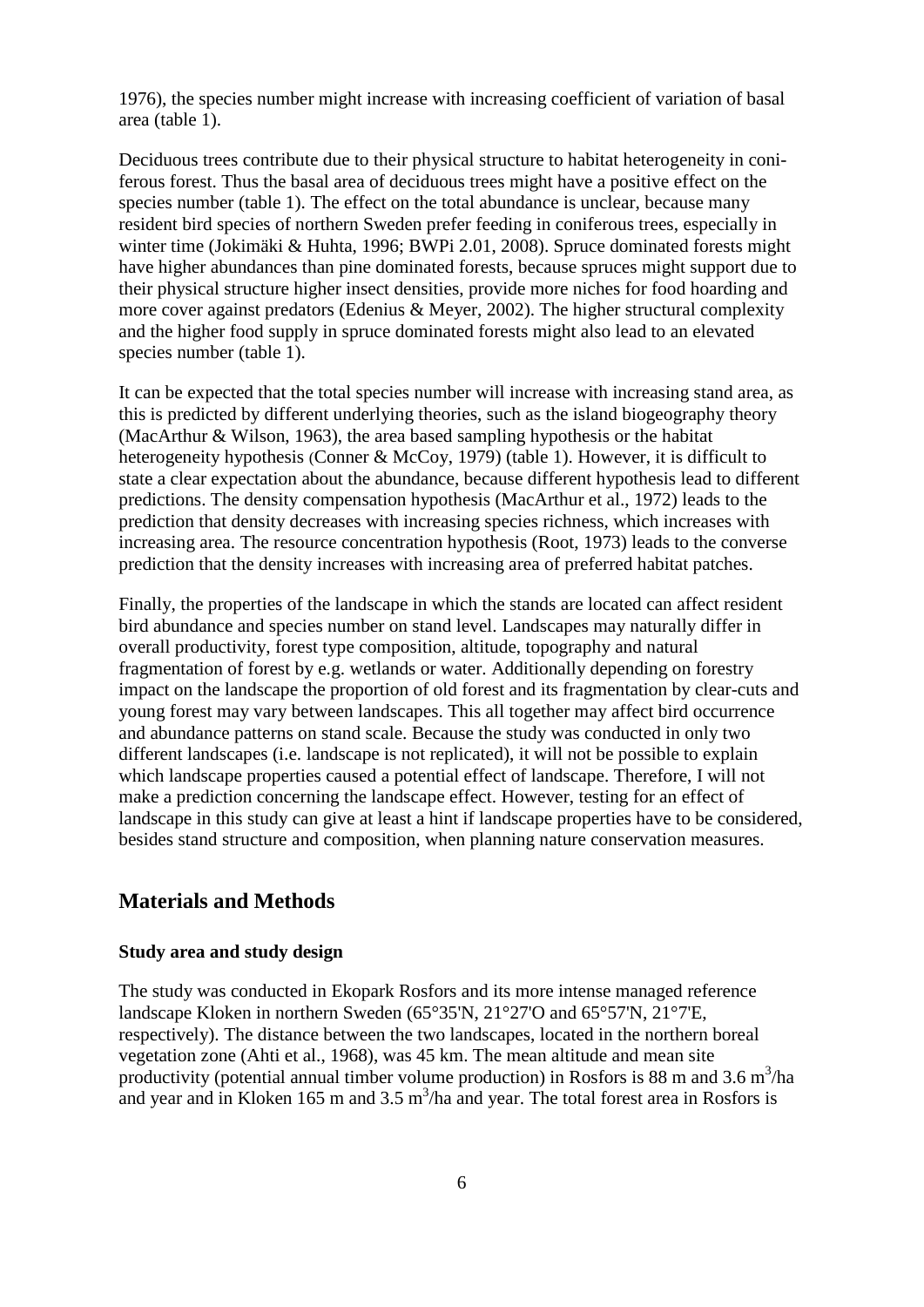1976), the species number might increase with increasing coefficient of variation of basal area (table 1).

Deciduous trees contribute due to their physical structure to habitat heterogeneity in coniferous forest. Thus the basal area of deciduous trees might have a positive effect on the species number (table 1). The effect on the total abundance is unclear, because many resident bird species of northern Sweden prefer feeding in coniferous trees, especially in winter time (Jokimäki & Huhta, 1996; BWPi 2.01, 2008). Spruce dominated forests might have higher abundances than pine dominated forests, because spruces might support due to their physical structure higher insect densities, provide more niches for food hoarding and more cover against predators (Edenius & Meyer, 2002). The higher structural complexity and the higher food supply in spruce dominated forests might also lead to an elevated species number (table 1).

It can be expected that the total species number will increase with increasing stand area, as this is predicted by different underlying theories, such as the island biogeography theory (MacArthur & Wilson, 1963), the area based sampling hypothesis or the habitat heterogeneity hypothesis (Conner & McCoy, 1979) (table 1). However, it is difficult to state a clear expectation about the abundance, because different hypothesis lead to different predictions. The density compensation hypothesis (MacArthur et al., 1972) leads to the prediction that density decreases with increasing species richness, which increases with increasing area. The resource concentration hypothesis (Root, 1973) leads to the converse prediction that the density increases with increasing area of preferred habitat patches.

Finally, the properties of the landscape in which the stands are located can affect resident bird abundance and species number on stand level. Landscapes may naturally differ in overall productivity, forest type composition, altitude, topography and natural fragmentation of forest by e.g. wetlands or water. Additionally depending on forestry impact on the landscape the proportion of old forest and its fragmentation by clear-cuts and young forest may vary between landscapes. This all together may affect bird occurrence and abundance patterns on stand scale. Because the study was conducted in only two different landscapes (i.e. landscape is not replicated), it will not be possible to explain which landscape properties caused a potential effect of landscape. Therefore, I will not make a prediction concerning the landscape effect. However, testing for an effect of landscape in this study can give at least a hint if landscape properties have to be considered, besides stand structure and composition, when planning nature conservation measures.

## Materials and Methods

### Study area and study design

The study was conducted in Ekopark Rosfors and its more intense managed reference landscape Kloken in northern Sweden (65°35'N, 21°27'O and 65°57'N, 21°7'E, respectively). The distance between the two landscapes, located in the northern boreal vegetation zone (Ahti et al., 1968), was 45 km. The mean altitude and mean site productivity (potential annual timber volume production) in Rosfors is 88 m and 3.6 $m^3$/ha and year and in Kloken 165 m and 3.5 $m^3$/ha and year. The total forest area in Rosfors is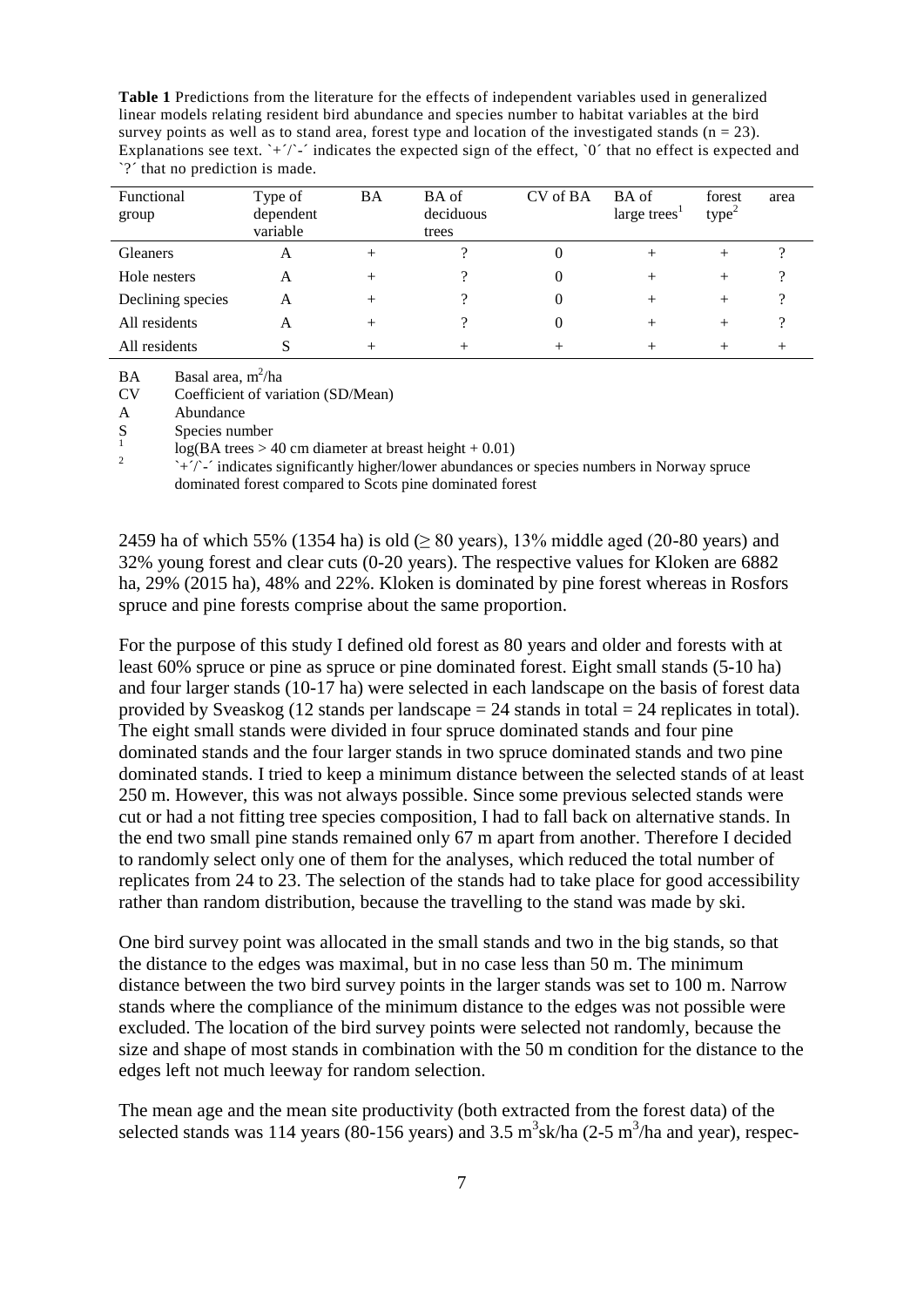**Table 1** Predictions from the literature for the effects of independent variables used in generalized linear models relating resident bird abundance and species number to habitat variables at the bird survey points as well as to stand area, forest type and location of the investigated stands (n = 23). Explanations see text. `+´/`-´ indicates the expected sign of the effect, `0´ that no effect is expected and `?´ that no prediction is made.

| Functional group | Type of dependent variable | BA | BA of deciduous trees | CV of BA | BA of large trees[1] | forest type[2] | area |
|---|---|---|---|---|---|---|---|
| Gleaners | A | + | ? | 0 | + | + | ? |
| Hole nesters | A | + | ? | 0 | + | + | ? |
| Declining species | A | + | ? | 0 | + | + | ? |
| All residents | A | + | ? | 0 | + | + | ? |
| All residents | S | + | + | + | + | + | + |

BA Basal area, $m^2$/ha
CV Coefficient of variation (SD/Mean)
A Abundance
S Species number
[1] log(BA trees > 40 cm diameter at breast height + 0.01)
[2] `+´/`-´ indicates significantly higher/lower abundances or species numbers in Norway spruce dominated forest compared to Scots pine dominated forest

2459 ha of which 55% (1354 ha) is old (≥ 80 years), 13% middle aged (20-80 years) and 32% young forest and clear cuts (0-20 years). The respective values for Kloken are 6882 ha, 29% (2015 ha), 48% and 22%. Kloken is dominated by pine forest whereas in Rosfors spruce and pine forests comprise about the same proportion.

For the purpose of this study I defined old forest as 80 years and older and forests with at least 60% spruce or pine as spruce or pine dominated forest. Eight small stands (5-10 ha) and four larger stands (10-17 ha) were selected in each landscape on the basis of forest data provided by Sveaskog (12 stands per landscape = 24 stands in total = 24 replicates in total). The eight small stands were divided in four spruce dominated stands and four pine dominated stands and the four larger stands in two spruce dominated stands and two pine dominated stands. I tried to keep a minimum distance between the selected stands of at least 250 m. However, this was not always possible. Since some previous selected stands were cut or had a not fitting tree species composition, I had to fall back on alternative stands. In the end two small pine stands remained only 67 m apart from another. Therefore I decided to randomly select only one of them for the analyses, which reduced the total number of replicates from 24 to 23. The selection of the stands had to take place for good accessibility rather than random distribution, because the travelling to the stand was made by ski.

One bird survey point was allocated in the small stands and two in the big stands, so that the distance to the edges was maximal, but in no case less than 50 m. The minimum distance between the two bird survey points in the larger stands was set to 100 m. Narrow stands where the compliance of the minimum distance to the edges was not possible were excluded. The location of the bird survey points were selected not randomly, because the size and shape of most stands in combination with the 50 m condition for the distance to the edges left not much leeway for random selection.

The mean age and the mean site productivity (both extracted from the forest data) of the selected stands was 114 years (80-156 years) and 3.5 $m^3$sk/ha (2-5 $m^3$/ha and year), respec-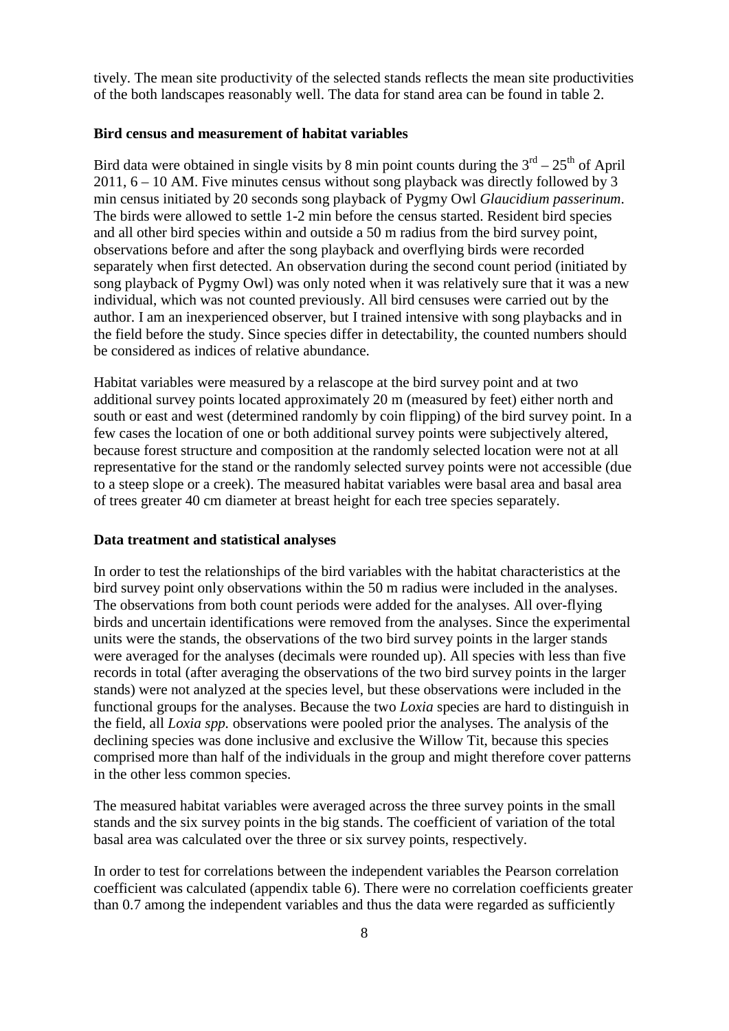tively. The mean site productivity of the selected stands reflects the mean site productivities of the both landscapes reasonably well. The data for stand area can be found in table 2.

**Bird census and measurement of habitat variables**

Bird data were obtained in single visits by 8 min point counts during the 3rd – 25th of April 2011, 6 – 10 AM. Five minutes census without song playback was directly followed by 3 min census initiated by 20 seconds song playback of Pygmy Owl *Glaucidium passerinum*. The birds were allowed to settle 1-2 min before the census started. Resident bird species and all other bird species within and outside a 50 m radius from the bird survey point, observations before and after the song playback and overflying birds were recorded separately when first detected. An observation during the second count period (initiated by song playback of Pygmy Owl) was only noted when it was relatively sure that it was a new individual, which was not counted previously. All bird censuses were carried out by the author. I am an inexperienced observer, but I trained intensive with song playbacks and in the field before the study. Since species differ in detectability, the counted numbers should be considered as indices of relative abundance.

Habitat variables were measured by a relascope at the bird survey point and at two additional survey points located approximately 20 m (measured by feet) either north and south or east and west (determined randomly by coin flipping) of the bird survey point. In a few cases the location of one or both additional survey points were subjectively altered, because forest structure and composition at the randomly selected location were not at all representative for the stand or the randomly selected survey points were not accessible (due to a steep slope or a creek). The measured habitat variables were basal area and basal area of trees greater 40 cm diameter at breast height for each tree species separately.

**Data treatment and statistical analyses**

In order to test the relationships of the bird variables with the habitat characteristics at the bird survey point only observations within the 50 m radius were included in the analyses. The observations from both count periods were added for the analyses. All over-flying birds and uncertain identifications were removed from the analyses. Since the experimental units were the stands, the observations of the two bird survey points in the larger stands were averaged for the analyses (decimals were rounded up). All species with less than five records in total (after averaging the observations of the two bird survey points in the larger stands) were not analyzed at the species level, but these observations were included in the functional groups for the analyses. Because the two *Loxia* species are hard to distinguish in the field, all *Loxia spp.* observations were pooled prior the analyses. The analysis of the declining species was done inclusive and exclusive the Willow Tit, because this species comprised more than half of the individuals in the group and might therefore cover patterns in the other less common species.

The measured habitat variables were averaged across the three survey points in the small stands and the six survey points in the big stands. The coefficient of variation of the total basal area was calculated over the three or six survey points, respectively.

In order to test for correlations between the independent variables the Pearson correlation coefficient was calculated (appendix table 6). There were no correlation coefficients greater than 0.7 among the independent variables and thus the data were regarded as sufficiently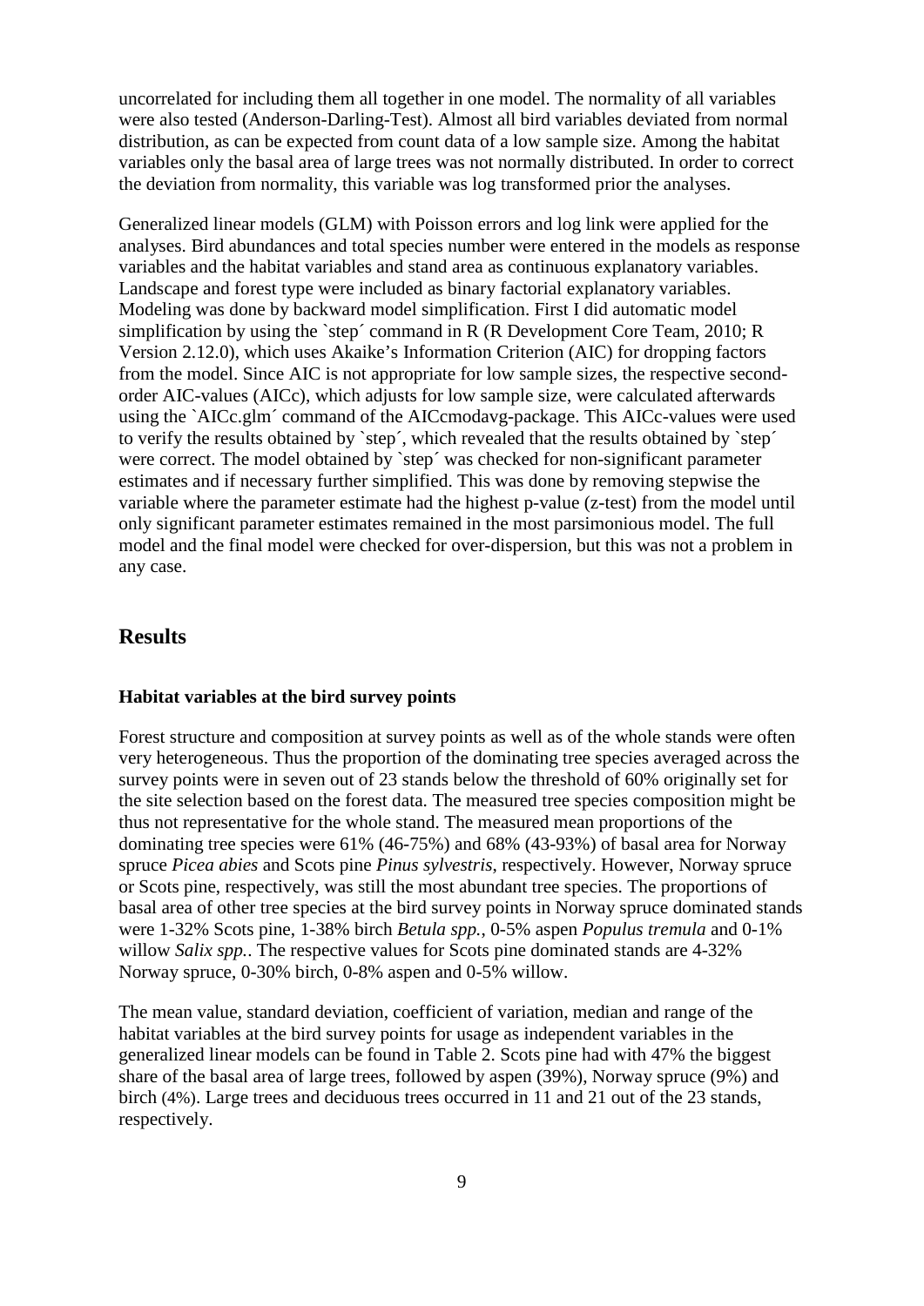uncorrelated for including them all together in one model. The normality of all variables were also tested (Anderson-Darling-Test). Almost all bird variables deviated from normal distribution, as can be expected from count data of a low sample size. Among the habitat variables only the basal area of large trees was not normally distributed. In order to correct the deviation from normality, this variable was log transformed prior the analyses.

Generalized linear models (GLM) with Poisson errors and log link were applied for the analyses. Bird abundances and total species number were entered in the models as response variables and the habitat variables and stand area as continuous explanatory variables. Landscape and forest type were included as binary factorial explanatory variables. Modeling was done by backward model simplification. First I did automatic model simplification by using the `step´ command in R (R Development Core Team, 2010; R Version 2.12.0), which uses Akaike's Information Criterion (AIC) for dropping factors from the model. Since AIC is not appropriate for low sample sizes, the respective second-order AIC-values (AICc), which adjusts for low sample size, were calculated afterwards using the `AICc.glm´ command of the AICcmodavg-package. This AICc-values were used to verify the results obtained by `step´, which revealed that the results obtained by `step´ were correct. The model obtained by `step´ was checked for non-significant parameter estimates and if necessary further simplified. This was done by removing stepwise the variable where the parameter estimate had the highest p-value (z-test) from the model until only significant parameter estimates remained in the most parsimonious model. The full model and the final model were checked for over-dispersion, but this was not a problem in any case.

## Results

### Habitat variables at the bird survey points

Forest structure and composition at survey points as well as of the whole stands were often very heterogeneous. Thus the proportion of the dominating tree species averaged across the survey points were in seven out of 23 stands below the threshold of 60% originally set for the site selection based on the forest data. The measured tree species composition might be thus not representative for the whole stand. The measured mean proportions of the dominating tree species were 61% (46-75%) and 68% (43-93%) of basal area for Norway spruce *Picea abies* and Scots pine *Pinus sylvestris*, respectively. However, Norway spruce or Scots pine, respectively, was still the most abundant tree species. The proportions of basal area of other tree species at the bird survey points in Norway spruce dominated stands were 1-32% Scots pine, 1-38% birch *Betula spp.*, 0-5% aspen *Populus tremula* and 0-1% willow *Salix spp.*. The respective values for Scots pine dominated stands are 4-32% Norway spruce, 0-30% birch, 0-8% aspen and 0-5% willow.

The mean value, standard deviation, coefficient of variation, median and range of the habitat variables at the bird survey points for usage as independent variables in the generalized linear models can be found in Table 2. Scots pine had with 47% the biggest share of the basal area of large trees, followed by aspen (39%), Norway spruce (9%) and birch (4%). Large trees and deciduous trees occurred in 11 and 21 out of the 23 stands, respectively.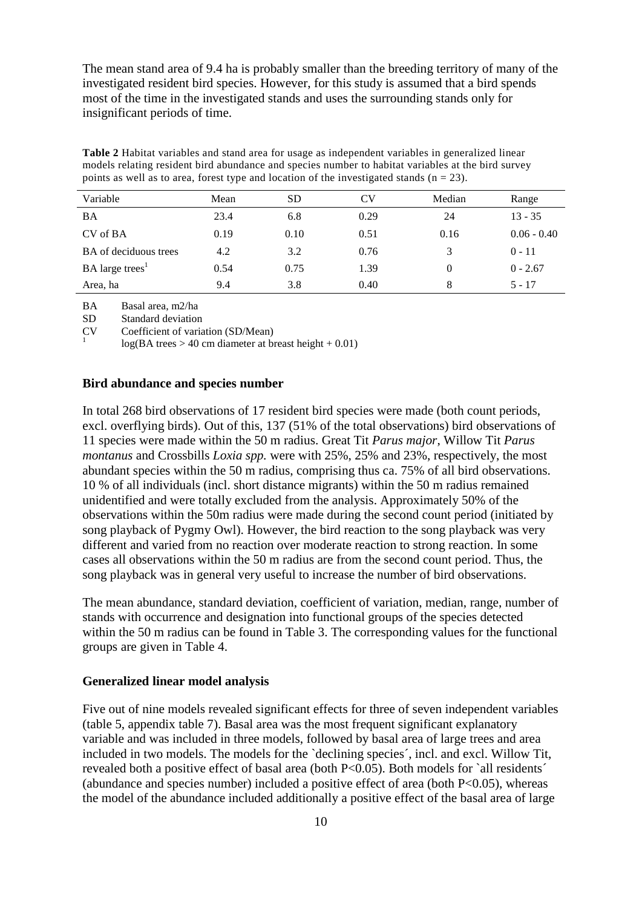The mean stand area of 9.4 ha is probably smaller than the breeding territory of many of the investigated resident bird species. However, for this study is assumed that a bird spends most of the time in the investigated stands and uses the surrounding stands only for insignificant periods of time.

**Table 2** Habitat variables and stand area for usage as independent variables in generalized linear models relating resident bird abundance and species number to habitat variables at the bird survey points as well as to area, forest type and location of the investigated stands (n = 23).

| Variable | Mean | SD | CV | Median | Range |
|---|---|---|---|---|---|
| BA | 23.4 | 6.8 | 0.29 | 24 | 13 - 35 |
| CV of BA | 0.19 | 0.10 | 0.51 | 0.16 | 0.06 - 0.40 |
| BA of deciduous trees | 4.2 | 3.2 | 0.76 | 3 | 0 - 11 |
| BA large trees[1] | 0.54 | 0.75 | 1.39 | 0 | 0 - 2.67 |
| Area, ha | 9.4 | 3.8 | 0.40 | 8 | 5 - 17 |

BA Basal area, m2/ha
SD Standard deviation
CV Coefficient of variation (SD/Mean)
[1] log(BA trees > 40 cm diameter at breast height + 0.01)

### Bird abundance and species number

In total 268 bird observations of 17 resident bird species were made (both count periods, excl. overflying birds). Out of this, 137 (51% of the total observations) bird observations of 11 species were made within the 50 m radius. Great Tit *Parus major*, Willow Tit *Parus montanus* and Crossbills *Loxia spp.* were with 25%, 25% and 23%, respectively, the most abundant species within the 50 m radius, comprising thus ca. 75% of all bird observations. 10 % of all individuals (incl. short distance migrants) within the 50 m radius remained unidentified and were totally excluded from the analysis. Approximately 50% of the observations within the 50m radius were made during the second count period (initiated by song playback of Pygmy Owl). However, the bird reaction to the song playback was very different and varied from no reaction over moderate reaction to strong reaction. In some cases all observations within the 50 m radius are from the second count period. Thus, the song playback was in general very useful to increase the number of bird observations.

The mean abundance, standard deviation, coefficient of variation, median, range, number of stands with occurrence and designation into functional groups of the species detected within the 50 m radius can be found in Table 3. The corresponding values for the functional groups are given in Table 4.

### Generalized linear model analysis

Five out of nine models revealed significant effects for three of seven independent variables (table 5, appendix table 7). Basal area was the most frequent significant explanatory variable and was included in three models, followed by basal area of large trees and area included in two models. The models for the `declining species´, incl. and excl. Willow Tit, revealed both a positive effect of basal area (both $P<0.05$). Both models for `all residents´ (abundance and species number) included a positive effect of area (both $P<0.05$), whereas the model of the abundance included additionally a positive effect of the basal area of large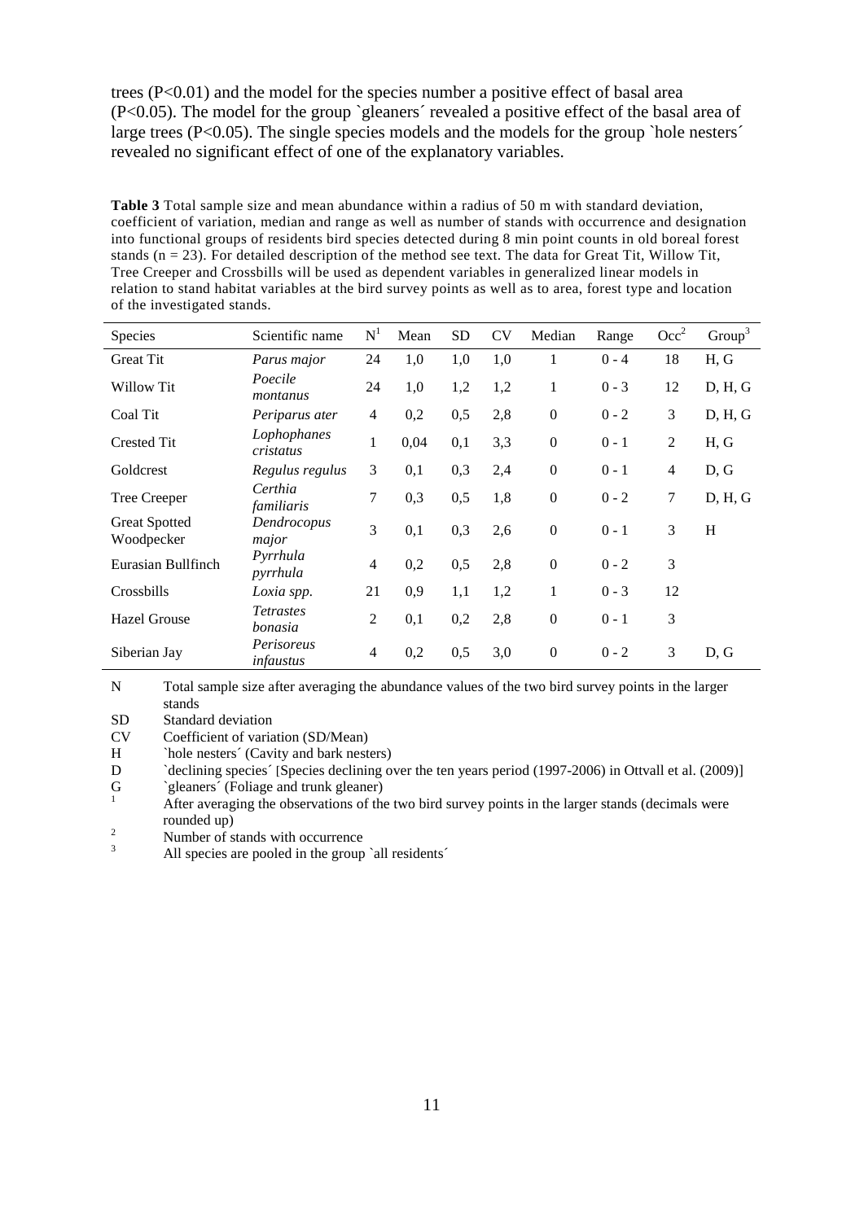trees ($P<0.01$) and the model for the species number a positive effect of basal area ($P<0.05$). The model for the group `gleaners´ revealed a positive effect of the basal area of large trees ($P<0.05$). The single species models and the models for the group `hole nesters´ revealed no significant effect of one of the explanatory variables.

**Table 3** Total sample size and mean abundance within a radius of 50 m with standard deviation, coefficient of variation, median and range as well as number of stands with occurrence and designation into functional groups of residents bird species detected during 8 min point counts in old boreal forest stands (n = 23). For detailed description of the method see text. The data for Great Tit, Willow Tit, Tree Creeper and Crossbills will be used as dependent variables in generalized linear models in relation to stand habitat variables at the bird survey points as well as to area, forest type and location of the investigated stands.

| Species | Scientific name | N[1] | Mean | SD | CV | Median | Range | Occ[2] | Group[3] |
|---|---|---|---|---|---|---|---|---|---|
| Great Tit | *Parus major* | 24 | 1,0 | 1,0 | 1,0 | 1 | 0 - 4 | 18 | H, G |
| Willow Tit | *Poecile montanus* | 24 | 1,0 | 1,2 | 1,2 | 1 | 0 - 3 | 12 | D, H, G |
| Coal Tit | *Periparus ater* | 4 | 0,2 | 0,5 | 2,8 | 0 | 0 - 2 | 3 | D, H, G |
| Crested Tit | *Lophophanes cristatus* | 1 | 0,04 | 0,1 | 3,3 | 0 | 0 - 1 | 2 | H, G |
| Goldcrest | *Regulus regulus* | 3 | 0,1 | 0,3 | 2,4 | 0 | 0 - 1 | 4 | D, G |
| Tree Creeper | *Certhia familiaris* | 7 | 0,3 | 0,5 | 1,8 | 0 | 0 - 2 | 7 | D, H, G |
| Great Spotted Woodpecker | *Dendrocopus major* | 3 | 0,1 | 0,3 | 2,6 | 0 | 0 - 1 | 3 | H |
| Eurasian Bullfinch | *Pyrrhula pyrrhula* | 4 | 0,2 | 0,5 | 2,8 | 0 | 0 - 2 | 3 | |
| Crossbills | *Loxia spp.* | 21 | 0,9 | 1,1 | 1,2 | 1 | 0 - 3 | 12 | |
| Hazel Grouse | *Tetrastes bonasia* | 2 | 0,1 | 0,2 | 2,8 | 0 | 0 - 1 | 3 | |
| Siberian Jay | *Perisoreus infaustus* | 4 | 0,2 | 0,5 | 3,0 | 0 | 0 - 2 | 3 | D, G |

N Total sample size after averaging the abundance values of the two bird survey points in the larger stands
SD Standard deviation
CV Coefficient of variation (SD/Mean)
H `hole nesters´ (Cavity and bark nesters)
D `declining species´ [Species declining over the ten years period (1997-2006) in Ottvall et al. (2009)]
G `gleaners´ (Foliage and trunk gleaner)
[1] After averaging the observations of the two bird survey points in the larger stands (decimals were rounded up)
[2] Number of stands with occurrence
[3] All species are pooled in the group `all residents´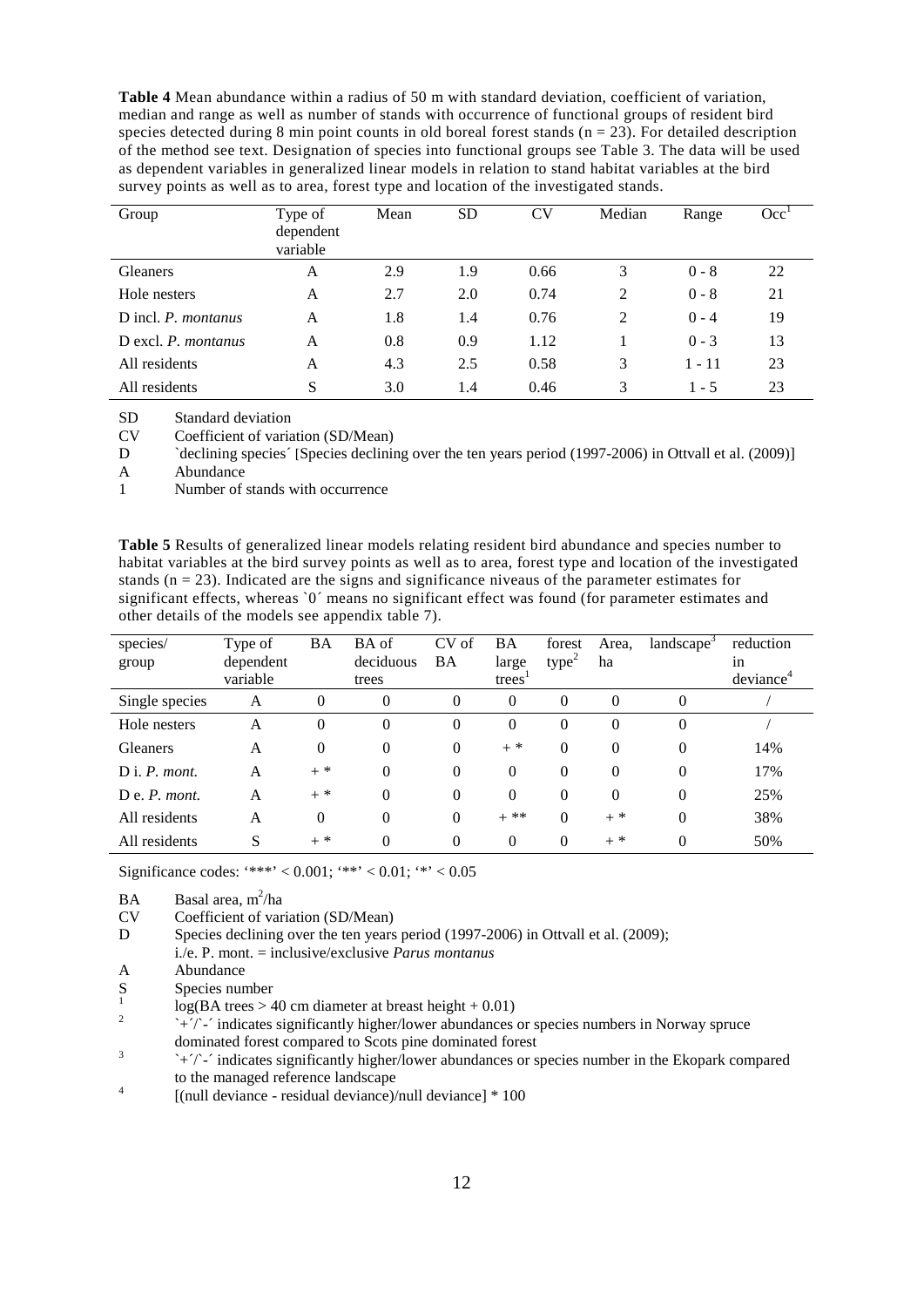**Table 4** Mean abundance within a radius of 50 m with standard deviation, coefficient of variation, median and range as well as number of stands with occurrence of functional groups of resident bird species detected during 8 min point counts in old boreal forest stands (n = 23). For detailed description of the method see text. Designation of species into functional groups see Table 3. The data will be used as dependent variables in generalized linear models in relation to stand habitat variables at the bird survey points as well as to area, forest type and location of the investigated stands.

| Group | Type of dependent variable | Mean | SD | CV | Median | Range | Occ[1] |
|---|---|---|---|---|---|---|---|
| Gleaners | A | 2.9 | 1.9 | 0.66 | 3 | 0 - 8 | 22 |
| Hole nesters | A | 2.7 | 2.0 | 0.74 | 2 | 0 - 8 | 21 |
| D incl. *P. montanus* | A | 1.8 | 1.4 | 0.76 | 2 | 0 - 4 | 19 |
| D excl. *P. montanus* | A | 0.8 | 0.9 | 1.12 | 1 | 0 - 3 | 13 |
| All residents | A | 4.3 | 2.5 | 0.58 | 3 | 1 - 11 | 23 |
| All residents | S | 3.0 | 1.4 | 0.46 | 3 | 1 - 5 | 23 |

SD Standard deviation
CV Coefficient of variation (SD/Mean)
D \`declining species´ [Species declining over the ten years period (1997-2006) in Ottvall et al. (2009)]
A Abundance
1 Number of stands with occurrence

**Table 5** Results of generalized linear models relating resident bird abundance and species number to habitat variables at the bird survey points as well as to area, forest type and location of the investigated stands (n = 23). Indicated are the signs and significance niveaus of the parameter estimates for significant effects, whereas \`0´ means no significant effect was found (for parameter estimates and other details of the models see appendix table 7).

| species/ group | Type of dependent variable | BA | BA of deciduous trees | CV of BA | BA large trees[1] | forest type[2] | Area, ha | landscape[3] | reduction in deviance[4] |
|---|---|---|---|---|---|---|---|---|---|
| Single species | A | 0 | 0 | 0 | 0 | 0 | 0 | 0 | / |
| Hole nesters | A | 0 | 0 | 0 | 0 | 0 | 0 | 0 | / |
| Gleaners | A | 0 | 0 | 0 | + * | 0 | 0 | 0 | 14% |
| D i. *P. mont.* | A | + * | 0 | 0 | 0 | 0 | 0 | 0 | 17% |
| D e. *P. mont.* | A | + * | 0 | 0 | 0 | 0 | 0 | 0 | 25% |
| All residents | A | 0 | 0 | 0 | + ** | 0 | + * | 0 | 38% |
| All residents | S | + * | 0 | 0 | 0 | 0 | + * | 0 | 50% |

Significance codes: '***' < 0.001; '**' < 0.01; '*' < 0.05

BA Basal area, $m^2$/ha
CV Coefficient of variation (SD/Mean)
D Species declining over the ten years period (1997-2006) in Ottvall et al. (2009);
i./e. P. mont. = inclusive/exclusive *Parus montanus*
A Abundance
S Species number
1 log(BA trees > 40 cm diameter at breast height + 0.01)
2 \`+´/\`-´ indicates significantly higher/lower abundances or species numbers in Norway spruce dominated forest compared to Scots pine dominated forest
3 \`+´/\`-´ indicates significantly higher/lower abundances or species number in the Ekopark compared to the managed reference landscape
4 [(null deviance - residual deviance)/null deviance] * 100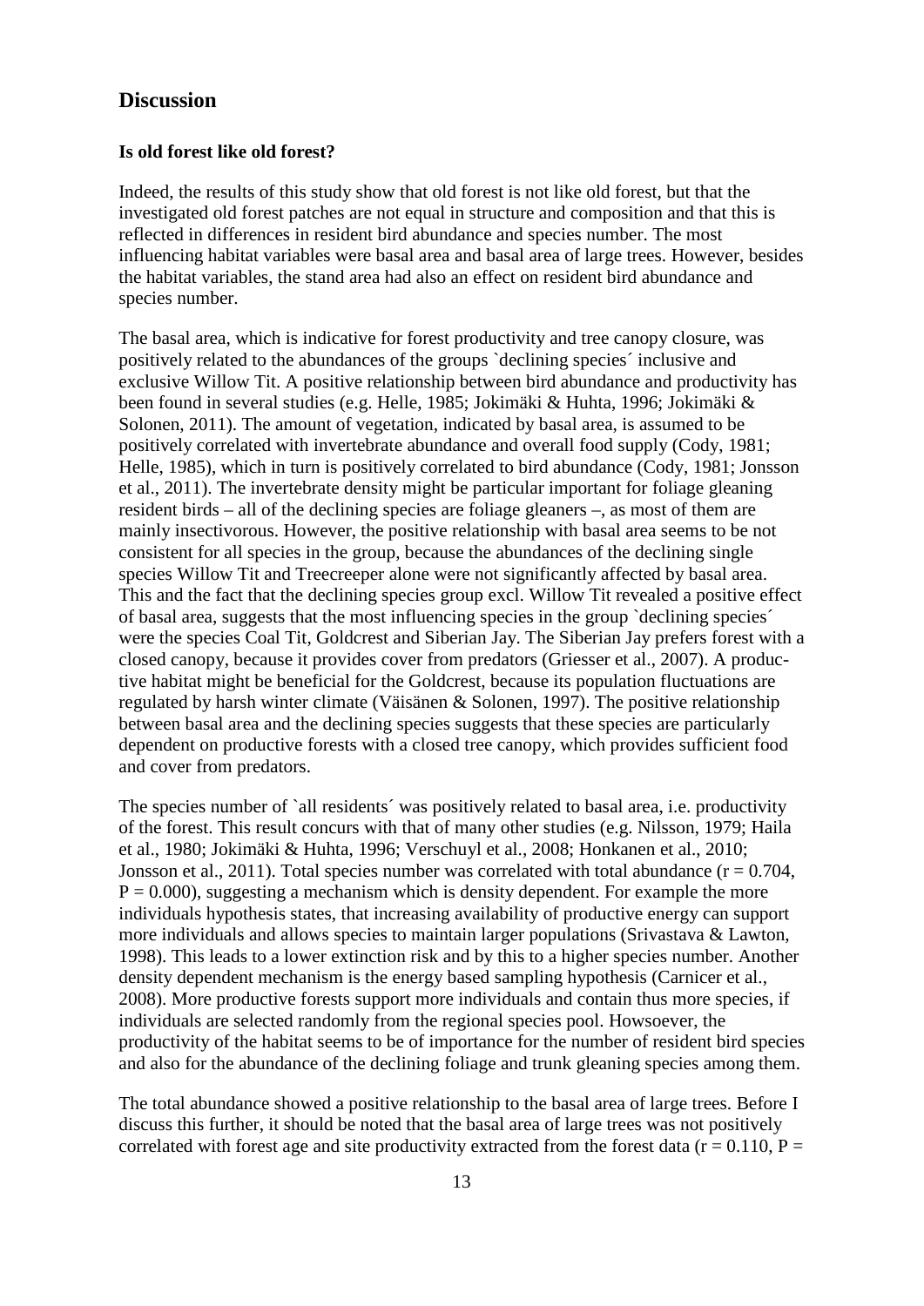## Discussion

### Is old forest like old forest?

Indeed, the results of this study show that old forest is not like old forest, but that the investigated old forest patches are not equal in structure and composition and that this is reflected in differences in resident bird abundance and species number. The most influencing habitat variables were basal area and basal area of large trees. However, besides the habitat variables, the stand area had also an effect on resident bird abundance and species number.

The basal area, which is indicative for forest productivity and tree canopy closure, was positively related to the abundances of the groups `declining species´ inclusive and exclusive Willow Tit. A positive relationship between bird abundance and productivity has been found in several studies (e.g. Helle, 1985; Jokimäki & Huhta, 1996; Jokimäki & Solonen, 2011). The amount of vegetation, indicated by basal area, is assumed to be positively correlated with invertebrate abundance and overall food supply (Cody, 1981; Helle, 1985), which in turn is positively correlated to bird abundance (Cody, 1981; Jonsson et al., 2011). The invertebrate density might be particular important for foliage gleaning resident birds – all of the declining species are foliage gleaners –, as most of them are mainly insectivorous. However, the positive relationship with basal area seems to be not consistent for all species in the group, because the abundances of the declining single species Willow Tit and Treecreeper alone were not significantly affected by basal area. This and the fact that the declining species group excl. Willow Tit revealed a positive effect of basal area, suggests that the most influencing species in the group `declining species´ were the species Coal Tit, Goldcrest and Siberian Jay. The Siberian Jay prefers forest with a closed canopy, because it provides cover from predators (Griesser et al., 2007). A productive habitat might be beneficial for the Goldcrest, because its population fluctuations are regulated by harsh winter climate (Väisänen & Solonen, 1997). The positive relationship between basal area and the declining species suggests that these species are particularly dependent on productive forests with a closed tree canopy, which provides sufficient food and cover from predators.

The species number of `all residents´ was positively related to basal area, i.e. productivity of the forest. This result concurs with that of many other studies (e.g. Nilsson, 1979; Haila et al., 1980; Jokimäki & Huhta, 1996; Verschuyl et al., 2008; Honkanen et al., 2010; Jonsson et al., 2011). Total species number was correlated with total abundance ($r = 0.704$, $P = 0.000$), suggesting a mechanism which is density dependent. For example the more individuals hypothesis states, that increasing availability of productive energy can support more individuals and allows species to maintain larger populations (Srivastava & Lawton, 1998). This leads to a lower extinction risk and by this to a higher species number. Another density dependent mechanism is the energy based sampling hypothesis (Carnicer et al., 2008). More productive forests support more individuals and contain thus more species, if individuals are selected randomly from the regional species pool. Howsoever, the productivity of the habitat seems to be of importance for the number of resident bird species and also for the abundance of the declining foliage and trunk gleaning species among them.

The total abundance showed a positive relationship to the basal area of large trees. Before I discuss this further, it should be noted that the basal area of large trees was not positively correlated with forest age and site productivity extracted from the forest data ($r = 0.110$, $P =$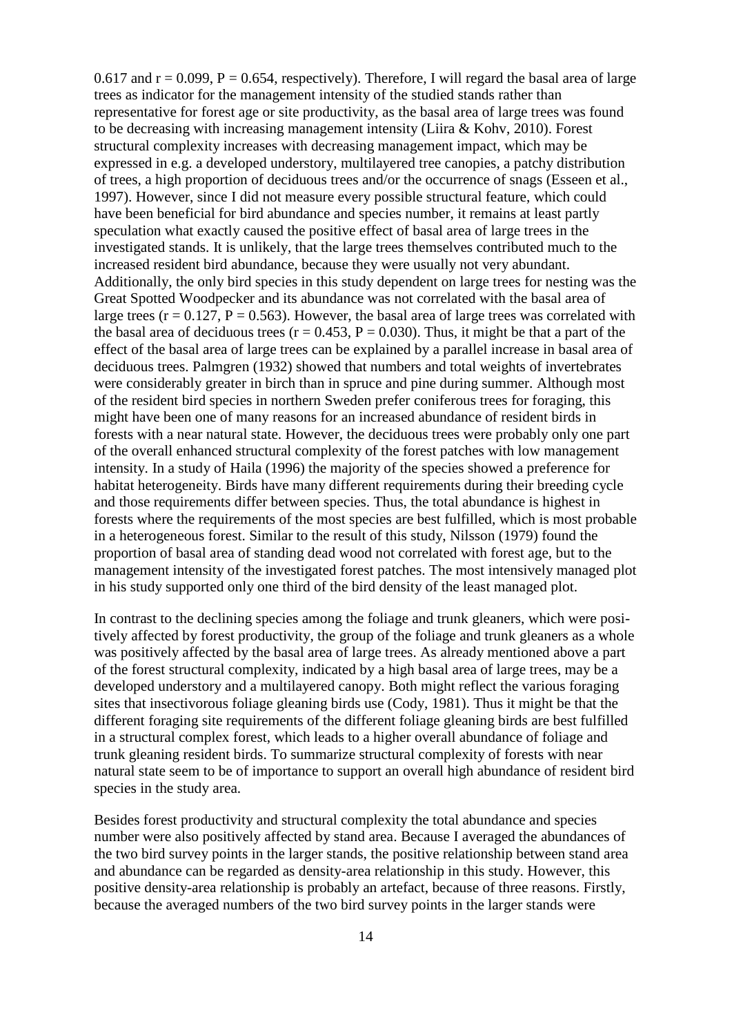0.617 and $r = 0.099$, $P = 0.654$, respectively). Therefore, I will regard the basal area of large trees as indicator for the management intensity of the studied stands rather than representative for forest age or site productivity, as the basal area of large trees was found to be decreasing with increasing management intensity (Liira & Kohv, 2010). Forest structural complexity increases with decreasing management impact, which may be expressed in e.g. a developed understory, multilayered tree canopies, a patchy distribution of trees, a high proportion of deciduous trees and/or the occurrence of snags (Esseen et al., 1997). However, since I did not measure every possible structural feature, which could have been beneficial for bird abundance and species number, it remains at least partly speculation what exactly caused the positive effect of basal area of large trees in the investigated stands. It is unlikely, that the large trees themselves contributed much to the increased resident bird abundance, because they were usually not very abundant. Additionally, the only bird species in this study dependent on large trees for nesting was the Great Spotted Woodpecker and its abundance was not correlated with the basal area of large trees ($r = 0.127$, $P = 0.563$). However, the basal area of large trees was correlated with the basal area of deciduous trees ($r = 0.453$, $P = 0.030$). Thus, it might be that a part of the effect of the basal area of large trees can be explained by a parallel increase in basal area of deciduous trees. Palmgren (1932) showed that numbers and total weights of invertebrates were considerably greater in birch than in spruce and pine during summer. Although most of the resident bird species in northern Sweden prefer coniferous trees for foraging, this might have been one of many reasons for an increased abundance of resident birds in forests with a near natural state. However, the deciduous trees were probably only one part of the overall enhanced structural complexity of the forest patches with low management intensity. In a study of Haila (1996) the majority of the species showed a preference for habitat heterogeneity. Birds have many different requirements during their breeding cycle and those requirements differ between species. Thus, the total abundance is highest in forests where the requirements of the most species are best fulfilled, which is most probable in a heterogeneous forest. Similar to the result of this study, Nilsson (1979) found the proportion of basal area of standing dead wood not correlated with forest age, but to the management intensity of the investigated forest patches. The most intensively managed plot in his study supported only one third of the bird density of the least managed plot.

In contrast to the declining species among the foliage and trunk gleaners, which were positively affected by forest productivity, the group of the foliage and trunk gleaners as a whole was positively affected by the basal area of large trees. As already mentioned above a part of the forest structural complexity, indicated by a high basal area of large trees, may be a developed understory and a multilayered canopy. Both might reflect the various foraging sites that insectivorous foliage gleaning birds use (Cody, 1981). Thus it might be that the different foraging site requirements of the different foliage gleaning birds are best fulfilled in a structural complex forest, which leads to a higher overall abundance of foliage and trunk gleaning resident birds. To summarize structural complexity of forests with near natural state seem to be of importance to support an overall high abundance of resident bird species in the study area.

Besides forest productivity and structural complexity the total abundance and species number were also positively affected by stand area. Because I averaged the abundances of the two bird survey points in the larger stands, the positive relationship between stand area and abundance can be regarded as density-area relationship in this study. However, this positive density-area relationship is probably an artefact, because of three reasons. Firstly, because the averaged numbers of the two bird survey points in the larger stands were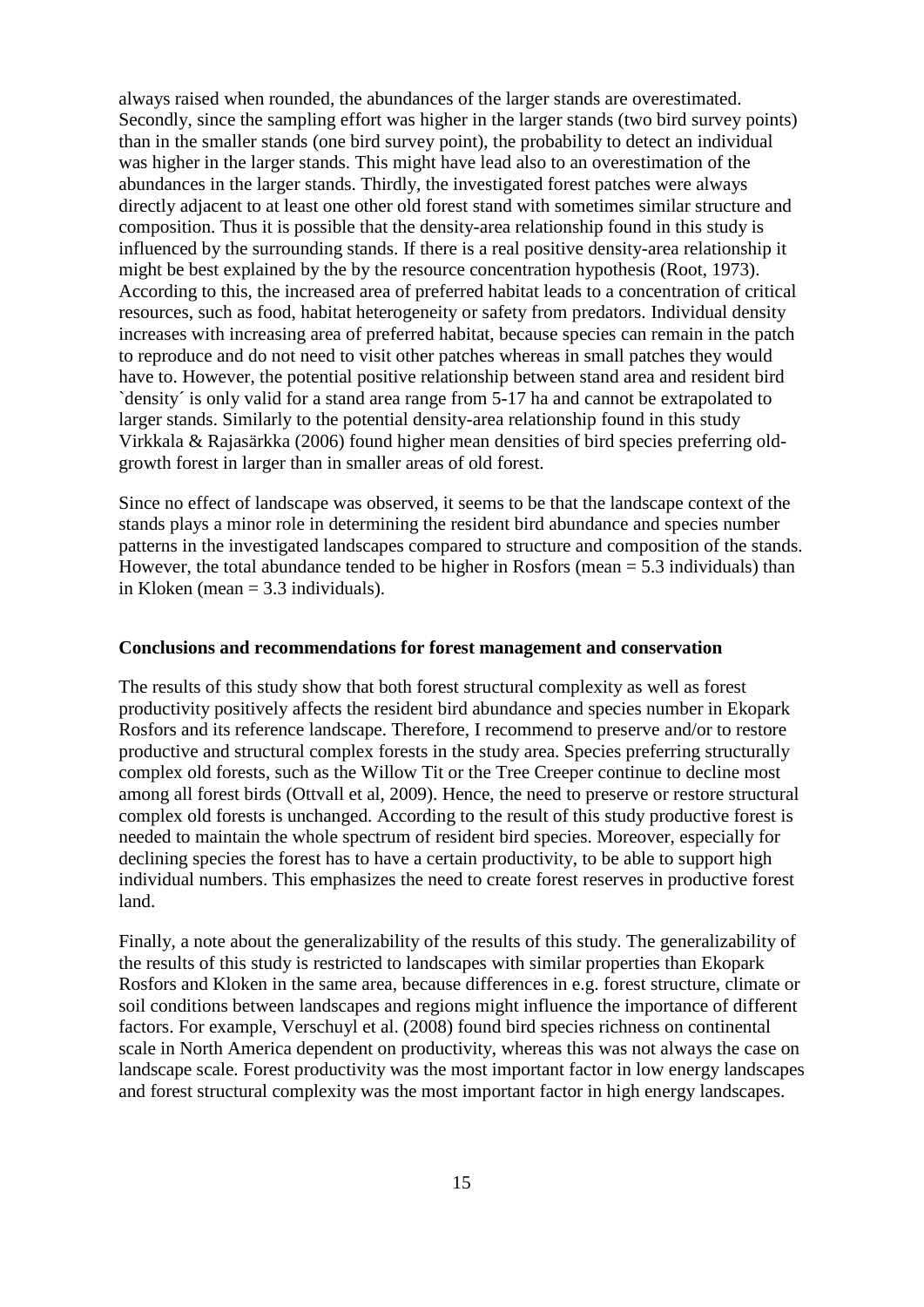always raised when rounded, the abundances of the larger stands are overestimated. Secondly, since the sampling effort was higher in the larger stands (two bird survey points) than in the smaller stands (one bird survey point), the probability to detect an individual was higher in the larger stands. This might have lead also to an overestimation of the abundances in the larger stands. Thirdly, the investigated forest patches were always directly adjacent to at least one other old forest stand with sometimes similar structure and composition. Thus it is possible that the density-area relationship found in this study is influenced by the surrounding stands. If there is a real positive density-area relationship it might be best explained by the by the resource concentration hypothesis (Root, 1973). According to this, the increased area of preferred habitat leads to a concentration of critical resources, such as food, habitat heterogeneity or safety from predators. Individual density increases with increasing area of preferred habitat, because species can remain in the patch to reproduce and do not need to visit other patches whereas in small patches they would have to. However, the potential positive relationship between stand area and resident bird `density´ is only valid for a stand area range from 5-17 ha and cannot be extrapolated to larger stands. Similarly to the potential density-area relationship found in this study Virkkala & Rajasärkka (2006) found higher mean densities of bird species preferring old-growth forest in larger than in smaller areas of old forest.

Since no effect of landscape was observed, it seems to be that the landscape context of the stands plays a minor role in determining the resident bird abundance and species number patterns in the investigated landscapes compared to structure and composition of the stands. However, the total abundance tended to be higher in Rosfors (mean = 5.3 individuals) than in Kloken (mean = 3.3 individuals).

**Conclusions and recommendations for forest management and conservation**

The results of this study show that both forest structural complexity as well as forest productivity positively affects the resident bird abundance and species number in Ekopark Rosfors and its reference landscape. Therefore, I recommend to preserve and/or to restore productive and structural complex forests in the study area. Species preferring structurally complex old forests, such as the Willow Tit or the Tree Creeper continue to decline most among all forest birds (Ottvall et al, 2009). Hence, the need to preserve or restore structural complex old forests is unchanged. According to the result of this study productive forest is needed to maintain the whole spectrum of resident bird species. Moreover, especially for declining species the forest has to have a certain productivity, to be able to support high individual numbers. This emphasizes the need to create forest reserves in productive forest land.

Finally, a note about the generalizability of the results of this study. The generalizability of the results of this study is restricted to landscapes with similar properties than Ekopark Rosfors and Kloken in the same area, because differences in e.g. forest structure, climate or soil conditions between landscapes and regions might influence the importance of different factors. For example, Verschuyl et al. (2008) found bird species richness on continental scale in North America dependent on productivity, whereas this was not always the case on landscape scale. Forest productivity was the most important factor in low energy landscapes and forest structural complexity was the most important factor in high energy landscapes.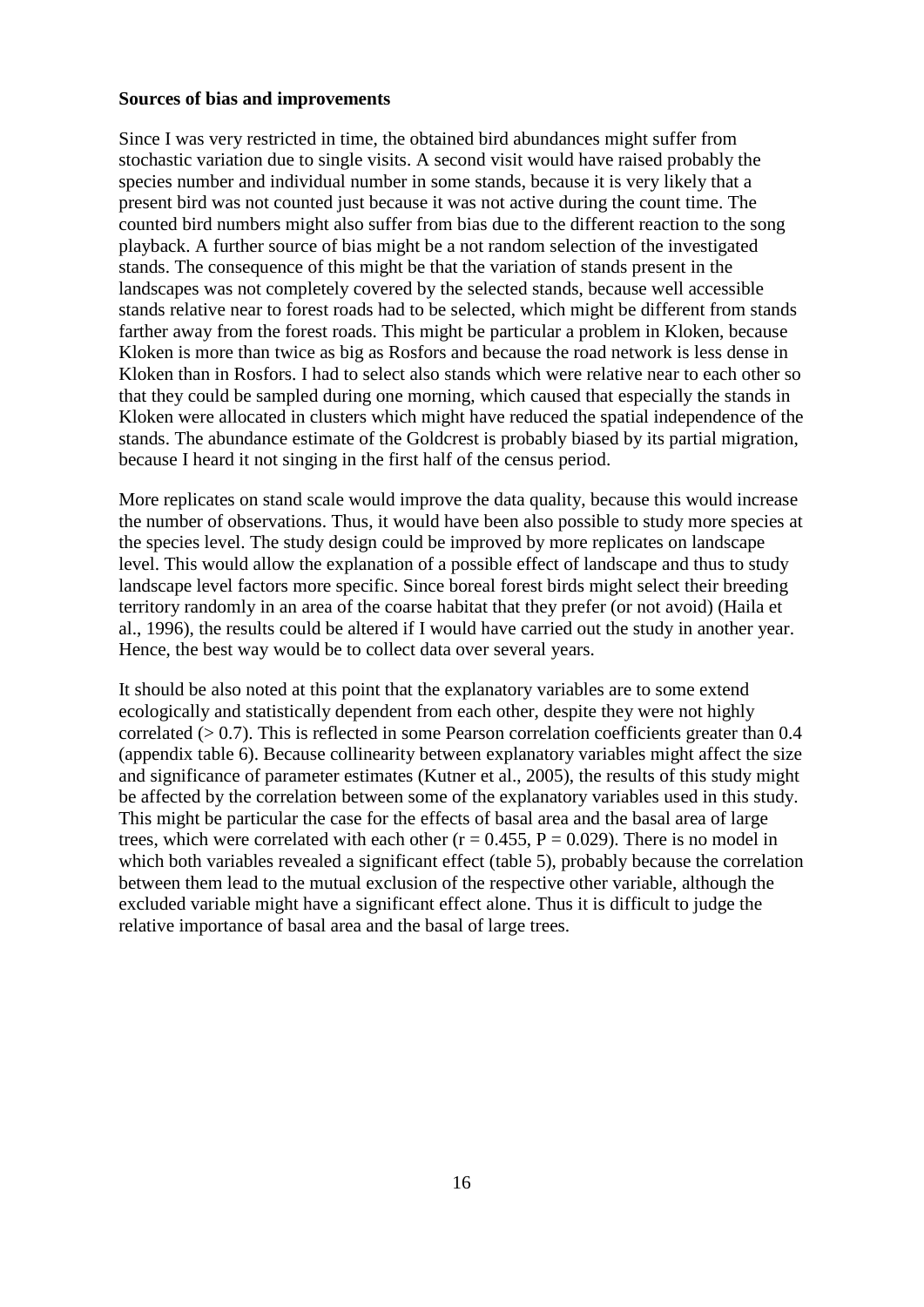**Sources of bias and improvements**

Since I was very restricted in time, the obtained bird abundances might suffer from stochastic variation due to single visits. A second visit would have raised probably the species number and individual number in some stands, because it is very likely that a present bird was not counted just because it was not active during the count time. The counted bird numbers might also suffer from bias due to the different reaction to the song playback. A further source of bias might be a not random selection of the investigated stands. The consequence of this might be that the variation of stands present in the landscapes was not completely covered by the selected stands, because well accessible stands relative near to forest roads had to be selected, which might be different from stands farther away from the forest roads. This might be particular a problem in Kloken, because Kloken is more than twice as big as Rosfors and because the road network is less dense in Kloken than in Rosfors. I had to select also stands which were relative near to each other so that they could be sampled during one morning, which caused that especially the stands in Kloken were allocated in clusters which might have reduced the spatial independence of the stands. The abundance estimate of the Goldcrest is probably biased by its partial migration, because I heard it not singing in the first half of the census period.

More replicates on stand scale would improve the data quality, because this would increase the number of observations. Thus, it would have been also possible to study more species at the species level. The study design could be improved by more replicates on landscape level. This would allow the explanation of a possible effect of landscape and thus to study landscape level factors more specific. Since boreal forest birds might select their breeding territory randomly in an area of the coarse habitat that they prefer (or not avoid) (Haila et al., 1996), the results could be altered if I would have carried out the study in another year. Hence, the best way would be to collect data over several years.

It should be also noted at this point that the explanatory variables are to some extend ecologically and statistically dependent from each other, despite they were not highly correlated (> 0.7). This is reflected in some Pearson correlation coefficients greater than 0.4 (appendix table 6). Because collinearity between explanatory variables might affect the size and significance of parameter estimates (Kutner et al., 2005), the results of this study might be affected by the correlation between some of the explanatory variables used in this study. This might be particular the case for the effects of basal area and the basal area of large trees, which were correlated with each other ($r = 0.455$, $P = 0.029$). There is no model in which both variables revealed a significant effect (table 5), probably because the correlation between them lead to the mutual exclusion of the respective other variable, although the excluded variable might have a significant effect alone. Thus it is difficult to judge the relative importance of basal area and the basal of large trees.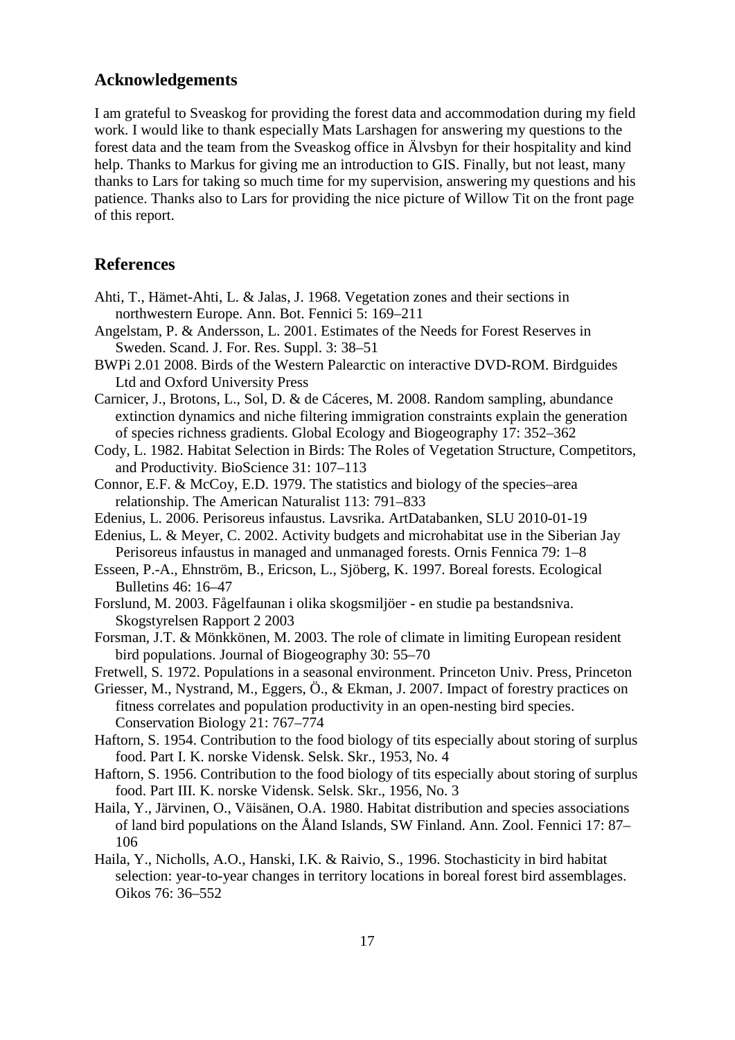## Acknowledgements

I am grateful to Sveaskog for providing the forest data and accommodation during my field work. I would like to thank especially Mats Larshagen for answering my questions to the forest data and the team from the Sveaskog office in Älvsbyn for their hospitality and kind help. Thanks to Markus for giving me an introduction to GIS. Finally, but not least, many thanks to Lars for taking so much time for my supervision, answering my questions and his patience. Thanks also to Lars for providing the nice picture of Willow Tit on the front page of this report.

## References

Ahti, T., Hämet-Ahti, L. & Jalas, J. 1968. Vegetation zones and their sections in northwestern Europe. Ann. Bot. Fennici 5: 169–211

Angelstam, P. & Andersson, L. 2001. Estimates of the Needs for Forest Reserves in Sweden. Scand. J. For. Res. Suppl. 3: 38–51

BWPi 2.01 2008. Birds of the Western Palearctic on interactive DVD-ROM. Birdguides Ltd and Oxford University Press

Carnicer, J., Brotons, L., Sol, D. & de Cáceres, M. 2008. Random sampling, abundance extinction dynamics and niche filtering immigration constraints explain the generation of species richness gradients. Global Ecology and Biogeography 17: 352–362

Cody, L. 1982. Habitat Selection in Birds: The Roles of Vegetation Structure, Competitors, and Productivity. BioScience 31: 107–113

Connor, E.F. & McCoy, E.D. 1979. The statistics and biology of the species–area relationship. The American Naturalist 113: 791–833

Edenius, L. 2006. Perisoreus infaustus. Lavsrika. ArtDatabanken, SLU 2010-01-19

Edenius, L. & Meyer, C. 2002. Activity budgets and microhabitat use in the Siberian Jay Perisoreus infaustus in managed and unmanaged forests. Ornis Fennica 79: 1–8

Esseen, P.-A., Ehnström, B., Ericson, L., Sjöberg, K. 1997. Boreal forests. Ecological Bulletins 46: 16–47

Forslund, M. 2003. Fågelfaunan i olika skogsmiljöer - en studie pa bestandsniva. Skogstyrelsen Rapport 2 2003

Forsman, J.T. & Mönkkönen, M. 2003. The role of climate in limiting European resident bird populations. Journal of Biogeography 30: 55–70

Fretwell, S. 1972. Populations in a seasonal environment. Princeton Univ. Press, Princeton

Griesser, M., Nystrand, M., Eggers, Ö., & Ekman, J. 2007. Impact of forestry practices on fitness correlates and population productivity in an open-nesting bird species. Conservation Biology 21: 767–774

Haftorn, S. 1954. Contribution to the food biology of tits especially about storing of surplus food. Part I. K. norske Vidensk. Selsk. Skr., 1953, No. 4

Haftorn, S. 1956. Contribution to the food biology of tits especially about storing of surplus food. Part III. K. norske Vidensk. Selsk. Skr., 1956, No. 3

Haila, Y., Järvinen, O., Väisänen, O.A. 1980. Habitat distribution and species associations of land bird populations on the Åland Islands, SW Finland. Ann. Zool. Fennici 17: 87–106

Haila, Y., Nicholls, A.O., Hanski, I.K. & Raivio, S., 1996. Stochasticity in bird habitat selection: year-to-year changes in territory locations in boreal forest bird assemblages. Oikos 76: 36–552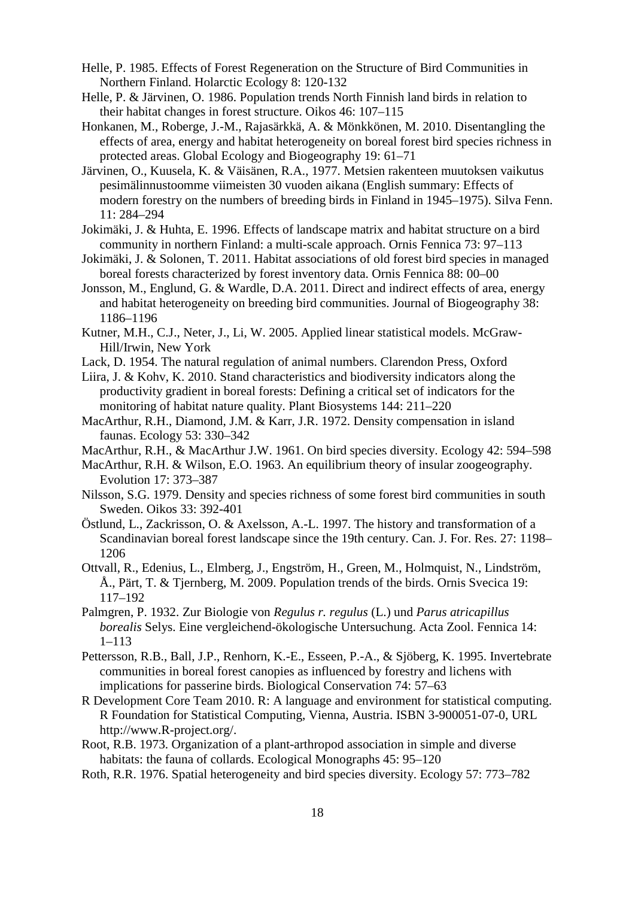Helle, P. 1985. Effects of Forest Regeneration on the Structure of Bird Communities in Northern Finland. Holarctic Ecology 8: 120-132

Helle, P. & Järvinen, O. 1986. Population trends North Finnish land birds in relation to their habitat changes in forest structure. Oikos 46: 107–115

Honkanen, M., Roberge, J.-M., Rajasärkkä, A. & Mönkkönen, M. 2010. Disentangling the effects of area, energy and habitat heterogeneity on boreal forest bird species richness in protected areas. Global Ecology and Biogeography 19: 61–71

Järvinen, O., Kuusela, K. & Väisänen, R.A., 1977. Metsien rakenteen muutoksen vaikutus pesimälinnustoomme viimeisten 30 vuoden aikana (English summary: Effects of modern forestry on the numbers of breeding birds in Finland in 1945–1975). Silva Fenn. 11: 284–294

Jokimäki, J. & Huhta, E. 1996. Effects of landscape matrix and habitat structure on a bird community in northern Finland: a multi-scale approach. Ornis Fennica 73: 97–113

Jokimäki, J. & Solonen, T. 2011. Habitat associations of old forest bird species in managed boreal forests characterized by forest inventory data. Ornis Fennica 88: 00–00

Jonsson, M., Englund, G. & Wardle, D.A. 2011. Direct and indirect effects of area, energy and habitat heterogeneity on breeding bird communities. Journal of Biogeography 38: 1186–1196

Kutner, M.H., C.J., Neter, J., Li, W. 2005. Applied linear statistical models. McGraw-Hill/Irwin, New York

Lack, D. 1954. The natural regulation of animal numbers. Clarendon Press, Oxford

Liira, J. & Kohv, K. 2010. Stand characteristics and biodiversity indicators along the productivity gradient in boreal forests: Defining a critical set of indicators for the monitoring of habitat nature quality. Plant Biosystems 144: 211–220

MacArthur, R.H., Diamond, J.M. & Karr, J.R. 1972. Density compensation in island faunas. Ecology 53: 330–342

MacArthur, R.H., & MacArthur J.W. 1961. On bird species diversity. Ecology 42: 594–598

MacArthur, R.H. & Wilson, E.O. 1963. An equilibrium theory of insular zoogeography. Evolution 17: 373–387

Nilsson, S.G. 1979. Density and species richness of some forest bird communities in south Sweden. Oikos 33: 392-401

Östlund, L., Zackrisson, O. & Axelsson, A.-L. 1997. The history and transformation of a Scandinavian boreal forest landscape since the 19th century. Can. J. For. Res. 27: 1198–1206

Ottvall, R., Edenius, L., Elmberg, J., Engström, H., Green, M., Holmquist, N., Lindström, Å., Pärt, T. & Tjernberg, M. 2009. Population trends of the birds. Ornis Svecica 19: 117–192

Palmgren, P. 1932. Zur Biologie von *Regulus r. regulus* (L.) und *Parus atricapillus borealis* Selys. Eine vergleichend-ökologische Untersuchung. Acta Zool. Fennica 14: 1–113

Pettersson, R.B., Ball, J.P., Renhorn, K.-E., Esseen, P.-A., & Sjöberg, K. 1995. Invertebrate communities in boreal forest canopies as influenced by forestry and lichens with implications for passerine birds. Biological Conservation 74: 57–63

R Development Core Team 2010. R: A language and environment for statistical computing. R Foundation for Statistical Computing, Vienna, Austria. ISBN 3-900051-07-0, URL http://www.R-project.org/.

Root, R.B. 1973. Organization of a plant-arthropod association in simple and diverse habitats: the fauna of collards. Ecological Monographs 45: 95–120

Roth, R.R. 1976. Spatial heterogeneity and bird species diversity. Ecology 57: 773–782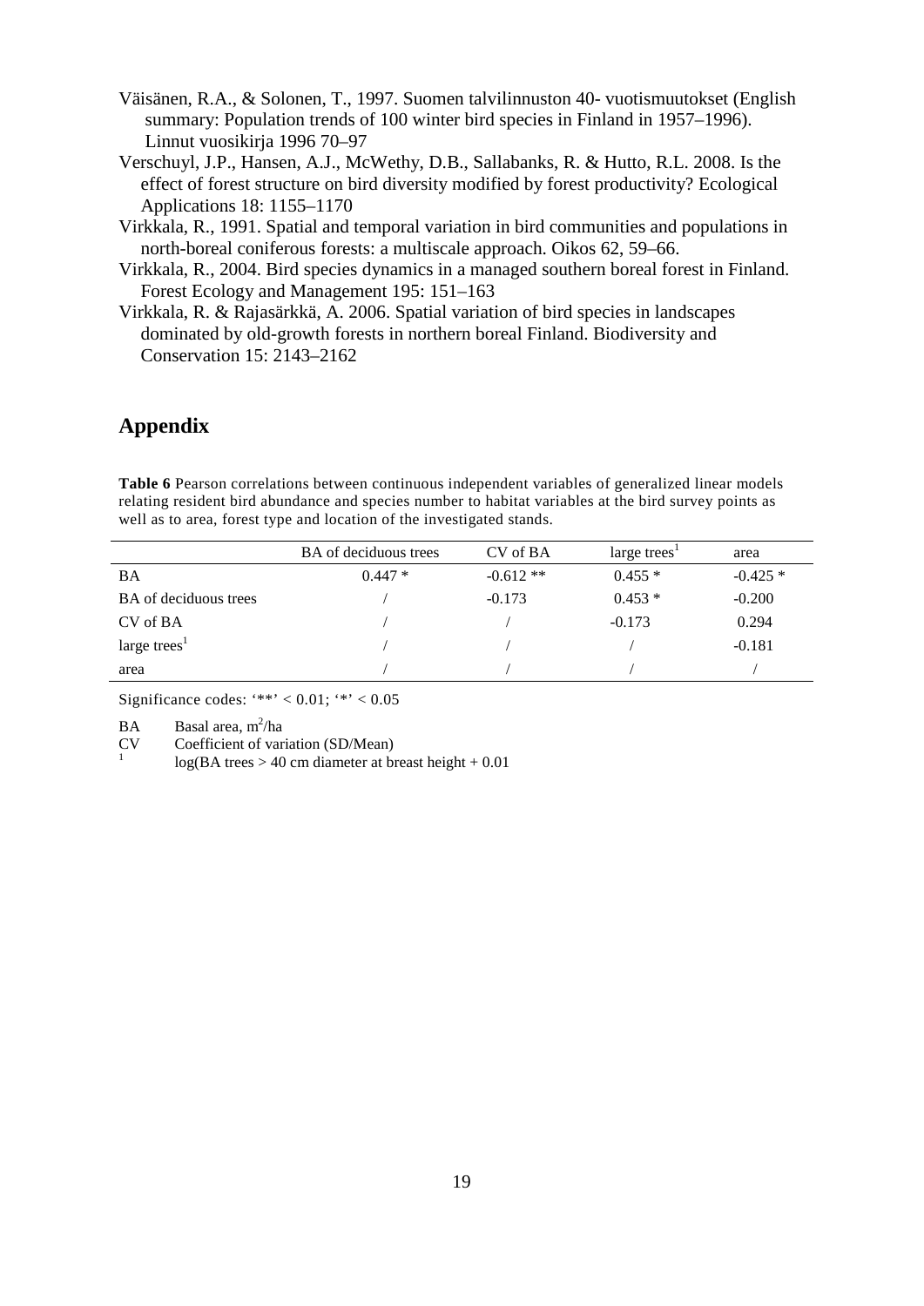Väisänen, R.A., & Solonen, T., 1997. Suomen talvilinnuston 40- vuotismuutokset (English summary: Population trends of 100 winter bird species in Finland in 1957–1996). Linnut vuosikirja 1996 70–97

Verschuyl, J.P., Hansen, A.J., McWethy, D.B., Sallabanks, R. & Hutto, R.L. 2008. Is the effect of forest structure on bird diversity modified by forest productivity? Ecological Applications 18: 1155–1170

Virkkala, R., 1991. Spatial and temporal variation in bird communities and populations in north-boreal coniferous forests: a multiscale approach. Oikos 62, 59–66.

Virkkala, R., 2004. Bird species dynamics in a managed southern boreal forest in Finland. Forest Ecology and Management 195: 151–163

Virkkala, R. & Rajasärkkä, A. 2006. Spatial variation of bird species in landscapes dominated by old-growth forests in northern boreal Finland. Biodiversity and Conservation 15: 2143–2162

## Appendix

**Table 6** Pearson correlations between continuous independent variables of generalized linear models relating resident bird abundance and species number to habitat variables at the bird survey points as well as to area, forest type and location of the investigated stands.

| | BA of deciduous trees | CV of BA | large trees[1] | area |
|---|---|---|---|---|
| BA | 0.447 * | -0.612 ** | 0.455 * | -0.425 * |
| BA of deciduous trees | / | -0.173 | 0.453 * | -0.200 |
| CV of BA | / | / | -0.173 | 0.294 |
| large trees[1] | / | / | / | -0.181 |
| area | / | / | / | / |

Significance codes: '**' < 0.01; '*' < 0.05

BA Basal area, $m^2$/ha
CV Coefficient of variation (SD/Mean)
[1] log(BA trees > 40 cm diameter at breast height + 0.01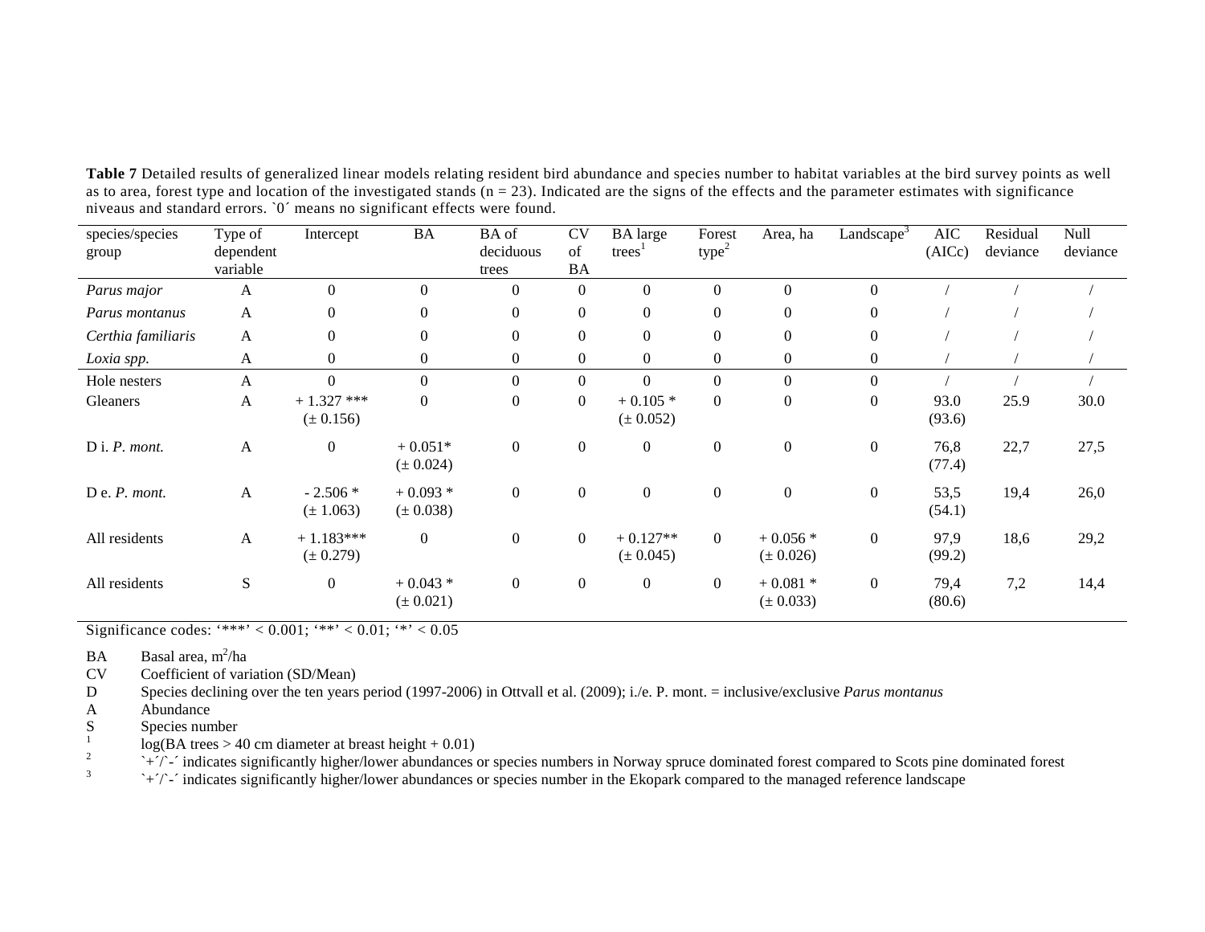**Table 7** Detailed results of generalized linear models relating resident bird abundance and species number to habitat variables at the bird survey points as well as to area, forest type and location of the investigated stands (n = 23). Indicated are the signs of the effects and the parameter estimates with significance niveaus and standard errors. `0´ means no significant effects were found.

| species/species group | Type of dependent variable | Intercept | BA | BA of deciduous trees | CV of BA | BA large trees[1] | Forest type[2] | Area, ha | Landscape[3] | AIC (AICc) | Residual deviance | Null deviance |
|---|---|---|---|---|---|---|---|---|---|---|---|---|
| *Parus major* | A | 0 | 0 | 0 | 0 | 0 | 0 | 0 | 0 | / | / | / |
| *Parus montanus* | A | 0 | 0 | 0 | 0 | 0 | 0 | 0 | 0 | / | / | / |
| *Certhia familiaris* | A | 0 | 0 | 0 | 0 | 0 | 0 | 0 | 0 | / | / | / |
| *Loxia spp.* | A | 0 | 0 | 0 | 0 | 0 | 0 | 0 | 0 | / | / | / |
| Hole nesters | A | 0 | 0 | 0 | 0 | 0 | 0 | 0 | 0 | / | / | / |
| Gleaners | A | + 1.327 *** (± 0.156) | 0 | 0 | 0 | + 0.105 * (± 0.052) | 0 | 0 | 0 | 93.0 (93.6) | 25.9 | 30.0 |
| D i. *P. mont.* | A | 0 | + 0.051* (± 0.024) | 0 | 0 | 0 | 0 | 0 | 0 | 76,8 (77.4) | 22,7 | 27,5 |
| D e. *P. mont.* | A | - 2.506 * (± 1.063) | + 0.093 * (± 0.038) | 0 | 0 | 0 | 0 | 0 | 0 | 53,5 (54.1) | 19,4 | 26,0 |
| All residents | A | + 1.183*** (± 0.279) | 0 | 0 | 0 | + 0.127** (± 0.045) | 0 | + 0.056 * (± 0.026) | 0 | 97,9 (99.2) | 18,6 | 29,2 |
| All residents | S | 0 | + 0.043 * (± 0.021) | 0 | 0 | 0 | 0 | + 0.081 * (± 0.033) | 0 | 79,4 (80.6) | 7,2 | 14,4 |

Significance codes: '***' < 0.001; '**' < 0.01; '*' < 0.05

BA Basal area, $m^2$/ha  
CV Coefficient of variation (SD/Mean)  
D Species declining over the ten years period (1997-2006) in Ottvall et al. (2009); i./e. P. mont. = inclusive/exclusive *Parus montanus*  
A Abundance  
S Species number  
[1] log(BA trees > 40 cm diameter at breast height + 0.01)  
[2] `+´/`-´ indicates significantly higher/lower abundances or species numbers in Norway spruce dominated forest compared to Scots pine dominated forest  
[3] `+´/`-´ indicates significantly higher/lower abundances or species number in the Ekopark compared to the managed reference landscape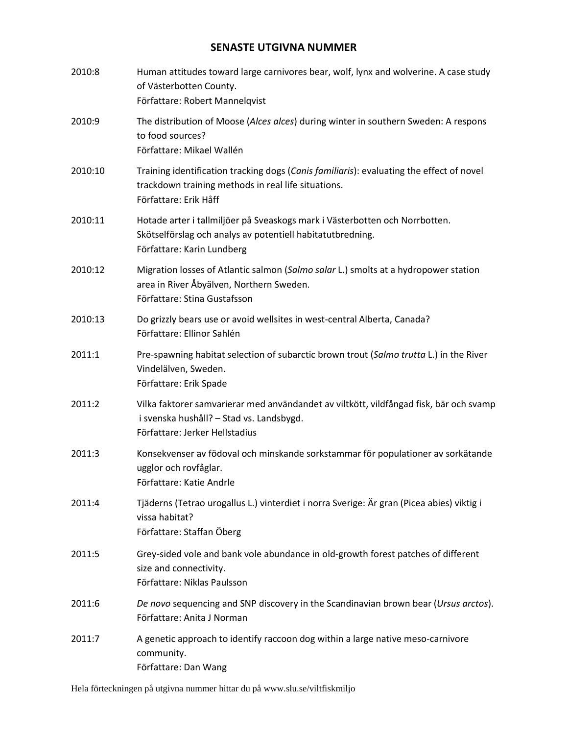## SENASTE UTGIVNA NUMMER

| | |
|---|---|
| 2010:8 | Human attitudes toward large carnivores bear, wolf, lynx and wolverine. A case study of Västerbotten County.<br>Författare: Robert Mannelqvist |
| 2010:9 | The distribution of Moose (*Alces alces*) during winter in southern Sweden: A respons to food sources?<br>Författare: Mikael Wallén |
| 2010:10 | Training identification tracking dogs (*Canis familiaris*): evaluating the effect of novel trackdown training methods in real life situations.<br>Författare: Erik Håff |
| 2010:11 | Hotade arter i tallmiljöer på Sveaskogs mark i Västerbotten och Norrbotten. Skötselförslag och analys av potentiell habitatutbredning.<br>Författare: Karin Lundberg |
| 2010:12 | Migration losses of Atlantic salmon (*Salmo salar* L.) smolts at a hydropower station area in River Åbyälven, Northern Sweden.<br>Författare: Stina Gustafsson |
| 2010:13 | Do grizzly bears use or avoid wellsites in west-central Alberta, Canada?<br>Författare: Ellinor Sahlén |
| 2011:1 | Pre-spawning habitat selection of subarctic brown trout (*Salmo trutta* L.) in the River Vindelälven, Sweden.<br>Författare: Erik Spade |
| 2011:2 | Vilka faktorer samvarierar med användandet av viltkött, vildfångad fisk, bär och svamp i svenska hushåll? – Stad vs. Landsbygd.<br>Författare: Jerker Hellstadius |
| 2011:3 | Konsekvenser av födoval och minskande sorkstammar för populationer av sorkätande ugglor och rovfåglar.<br>Författare: Katie Andrle |
| 2011:4 | Tjäderns (Tetrao urogallus L.) vinterdiet i norra Sverige: Är gran (Picea abies) viktig i vissa habitat?<br>Författare: Staffan Öberg |
| 2011:5 | Grey-sided vole and bank vole abundance in old-growth forest patches of different size and connectivity.<br>Författare: Niklas Paulsson |
| 2011:6 | *De novo* sequencing and SNP discovery in the Scandinavian brown bear (*Ursus arctos*).<br>Författare: Anita J Norman |
| 2011:7 | A genetic approach to identify raccoon dog within a large native meso-carnivore community.<br>Författare: Dan Wang |

Hela förteckningen på utgivna nummer hittar du på www.slu.se/viltfiskmiljo